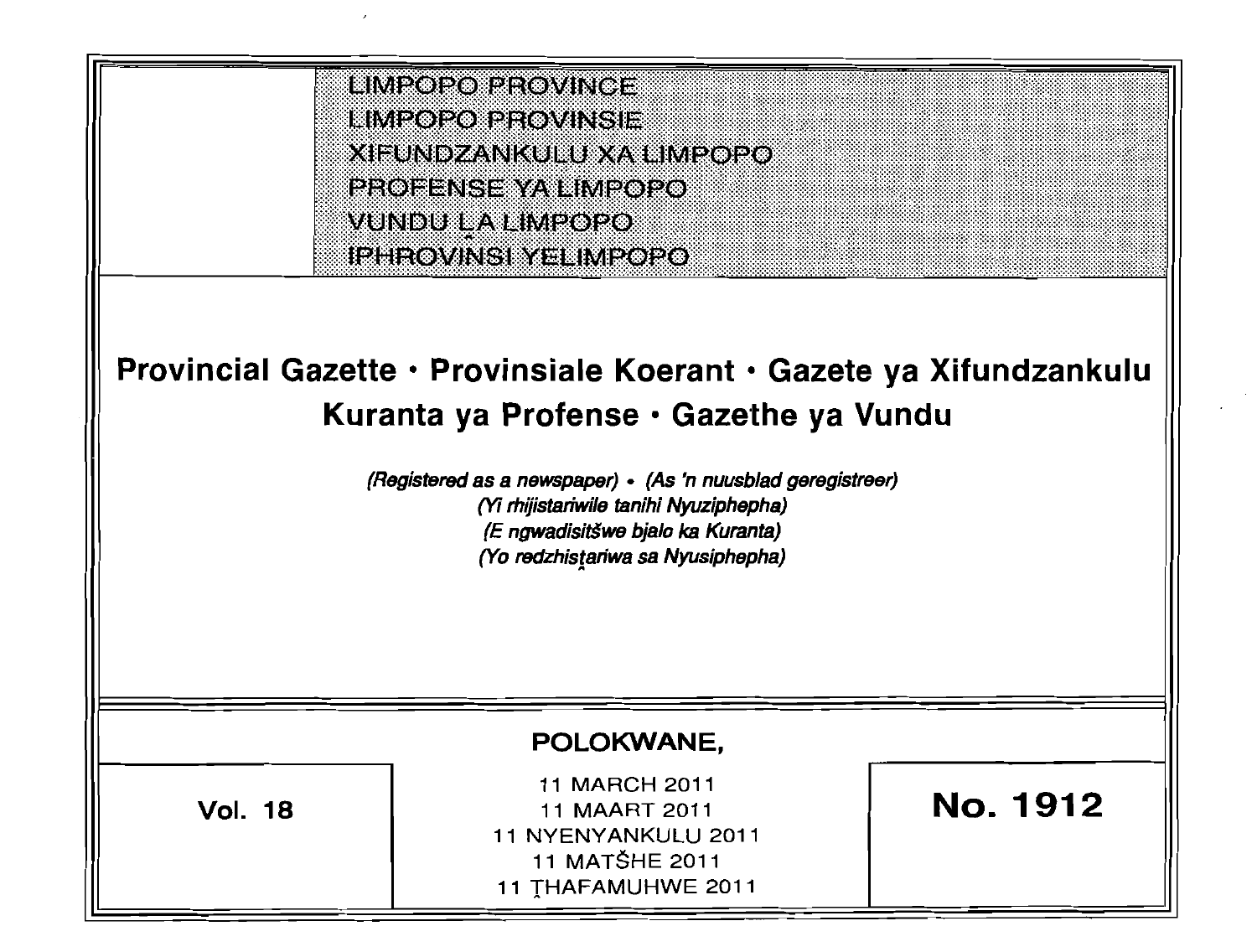LIMPOPO PROVINCE
LIMPOPO PROVINSIE
XIFUNDZANKULU XA LIMPOPO
PROFENSE YA LIMPOPO
VUNDU LA LIMPOPO
IPHROVINSI YELIMPOPO

# Provincial Gazette • Provinsiale Koerant • Gazete ya Xifundzankulu Kuranta ya Profense • Gazethe ya Vundu

*(Registered as a newspaper) • (As 'n nuusblad geregistreer)*
*(Yi rhijistariwile tanihi Nyuziphepha)*
*(E ngwadisitšwe bjalo ka Kuranta)*
*(Yo redzhistariwa sa Nyusiphepha)*

**POLOKWANE,**

**Vol. 18**

11 MARCH 2011
11 MAART 2011
11 NYENYANKULU 2011
11 MATŠHE 2011
11 ṰHAFAMUHWE 2011

**No. 1912**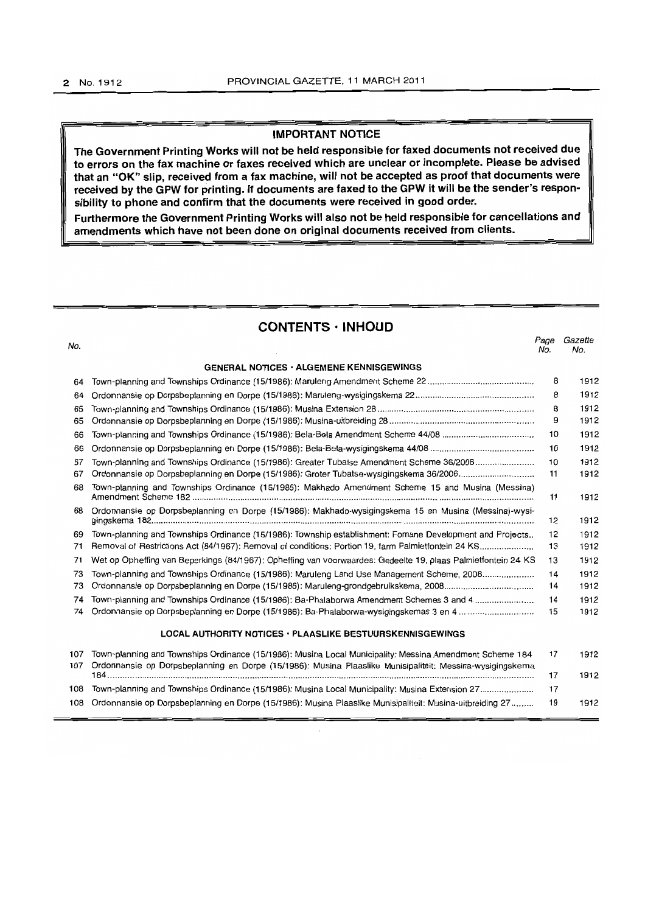## IMPORTANT NOTICE

**The Government Printing Works will not be held responsible for faxed documents not received due to errors on the fax machine or faxes received which are unclear or incomplete. Please be advised that an "OK" slip, received from a fax machine, will not be accepted as proof that documents were received by the GPW for printing. If documents are faxed to the GPW it will be the sender's responsibility to phone and confirm that the documents were received in good order.**

**Furthermore the Government Printing Works will also not be held responsible for cancellations and amendments which have not been done on original documents received from clients.**

## CONTENTS · INHOUD

| No. | | Page No. | Gazette No. |
|---|---|---|---|
| | **GENERAL NOTICES · ALGEMENE KENNISGEWINGS** | | |
| 64 | Town-planning and Townships Ordinance (15/1986): Maruleng Amendment Scheme 22 | 8 | 1912 |
| 64 | Ordonnansie op Dorpsbeplanning en Dorpe (15/1986): Maruleng-wysigingskema 22 | 8 | 1912 |
| 65 | Town-planning and Townships Ordinance (15/1986): Musina Extension 28 | 8 | 1912 |
| 65 | Ordonnansie op Dorpsbeplanning en Dorpe (15/1986): Musina-uitbreiding 28 | 9 | 1912 |
| 66 | Town-planning and Townships Ordinance (15/1986): Bela-Bela Amendment Scheme 44/08 | 10 | 1912 |
| 66 | Ordonnansie op Dorpsbeplanning en Dorpe (15/1986): Bela-Bela-wysigingskema 44/08 | 10 | 1912 |
| 67 | Town-planning and Townships Ordinance (15/1986): Greater Tubatse Amendment Scheme 36/2006 | 10 | 1912 |
| 67 | Ordonnansie op Dorpsbeplanning en Dorpe (15/1986): Groter Tubatse-wysigingskema 36/2006 | 11 | 1912 |
| 68 | Town-planning and Townships Ordinance (15/1986): Makhado Amendment Scheme 15 and Musina (Messina) Amendment Scheme 182 | 11 | 1912 |
| 68 | Ordonnansie op Dorpsbeplanning en Dorpe (15/1986): Makhado-wysigingskema 15 en Musina (Messina)-wysigingskema 182 | 12 | 1912 |
| 69 | Town-planning and Townships Ordinance (15/1986): Township establishment: Fomane Development and Projects | 12 | 1912 |
| 71 | Removal of Restrictions Act (84/1967): Removal of conditions: Portion 19, farm Palmietfontein 24 KS | 13 | 1912 |
| 71 | Wet op Opheffing van Beperkings (84/1967): Opheffing van voorwaardes: Gedeelte 19, plaas Palmietfontein 24 KS | 13 | 1912 |
| 73 | Town-planning and Townships Ordinance (15/1986): Maruleng Land Use Management Scheme, 2008 | 14 | 1912 |
| 73 | Ordonnansie op Dorpsbeplanning en Dorpe (15/1986): Maruleng-grondgebruikskema, 2008 | 14 | 1912 |
| 74 | Town-planning and Townships Ordinance (15/1986): Ba-Phalaborwa Amendment Schemes 3 and 4 | 14 | 1912 |
| 74 | Ordonnansie op Dorpsbeplanning en Dorpe (15/1986): Ba-Phalaborwa-wysigingskemas 3 en 4 | 15 | 1912 |
| | **LOCAL AUTHORITY NOTICES · PLAASLIKE BESTUURSKENNISGEWINGS** | | |
| 107 | Town-planning and Townships Ordinance (15/1986): Musina Local Municipality: Messina Amendment Scheme 184 | 17 | 1912 |
| 107 | Ordonnansie op Dorpsbeplanning en Dorpe (15/1986): Musina Plaaslike Munisipaliteit: Messina-wysigingskema 184 | 17 | 1912 |
| 108 | Town-planning and Townships Ordinance (15/1986): Musina Local Municipality: Musina Extension 27 | 17 | |
| 108 | Ordonnansie op Dorpsbeplanning en Dorpe (15/1986): Musina Plaaslike Munisipaliteit: Musina-uitbreiding 27 | 19 | 1912 |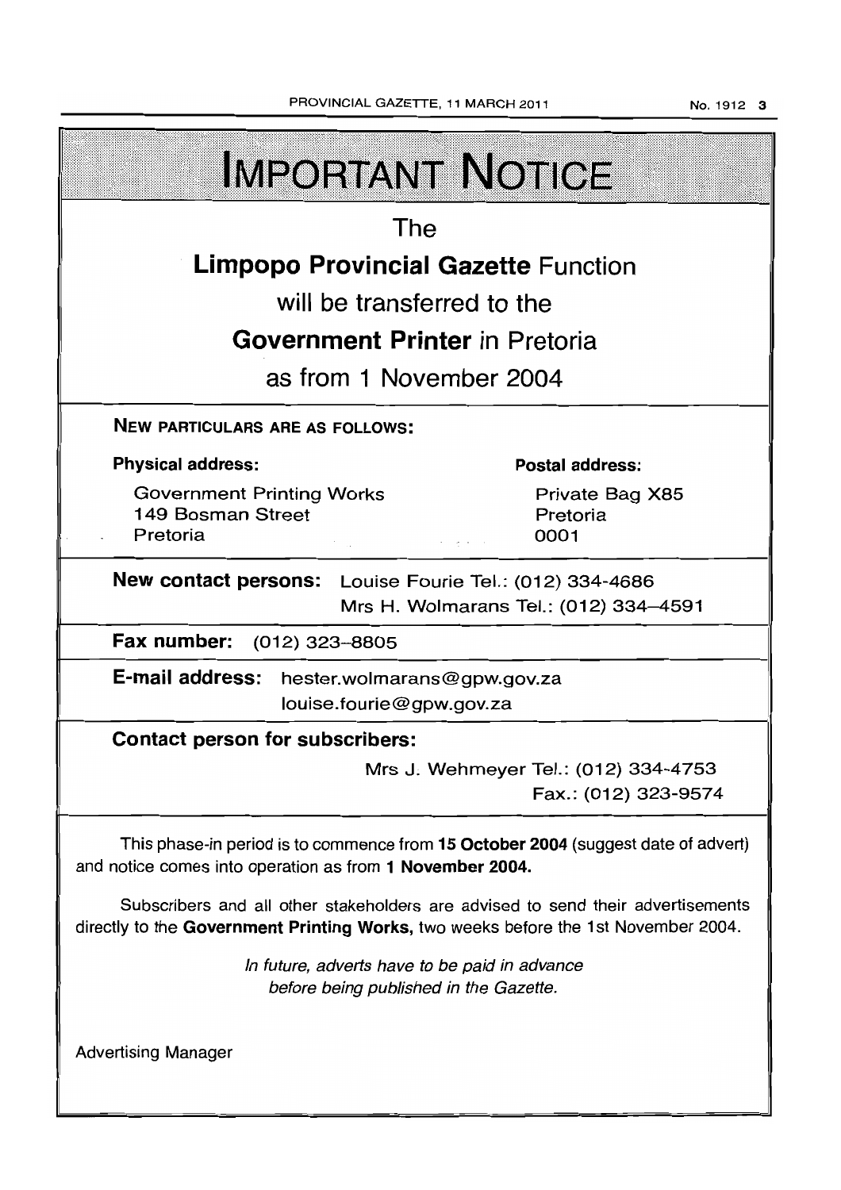# IMPORTANT NOTICE

The

**Limpopo Provincial Gazette** Function

will be transferred to the

**Government Printer** in Pretoria

as from 1 November 2004

**NEW PARTICULARS ARE AS FOLLOWS:**

**Physical address:**

Government Printing Works
149 Bosman Street
Pretoria

**Postal address:**

Private Bag X85
Pretoria
0001

**New contact persons:** Louise Fourie Tel.: (012) 334-4686
Mrs H. Wolmarans Tel.: (012) 334–4591

**Fax number:** (012) 323–8805

**E-mail address:** hester.wolmarans@gpw.gov.za
louise.fourie@gpw.gov.za

**Contact person for subscribers:**

Mrs J. Wehmeyer Tel.: (012) 334-4753
Fax.: (012) 323-9574

This phase-in period is to commence from **15 October 2004** (suggest date of advert) and notice comes into operation as from **1 November 2004.**

Subscribers and all other stakeholders are advised to send their advertisements directly to the **Government Printing Works,** two weeks before the 1st November 2004.

*In future, adverts have to be paid in advance before being published in the Gazette.*

Advertising Manager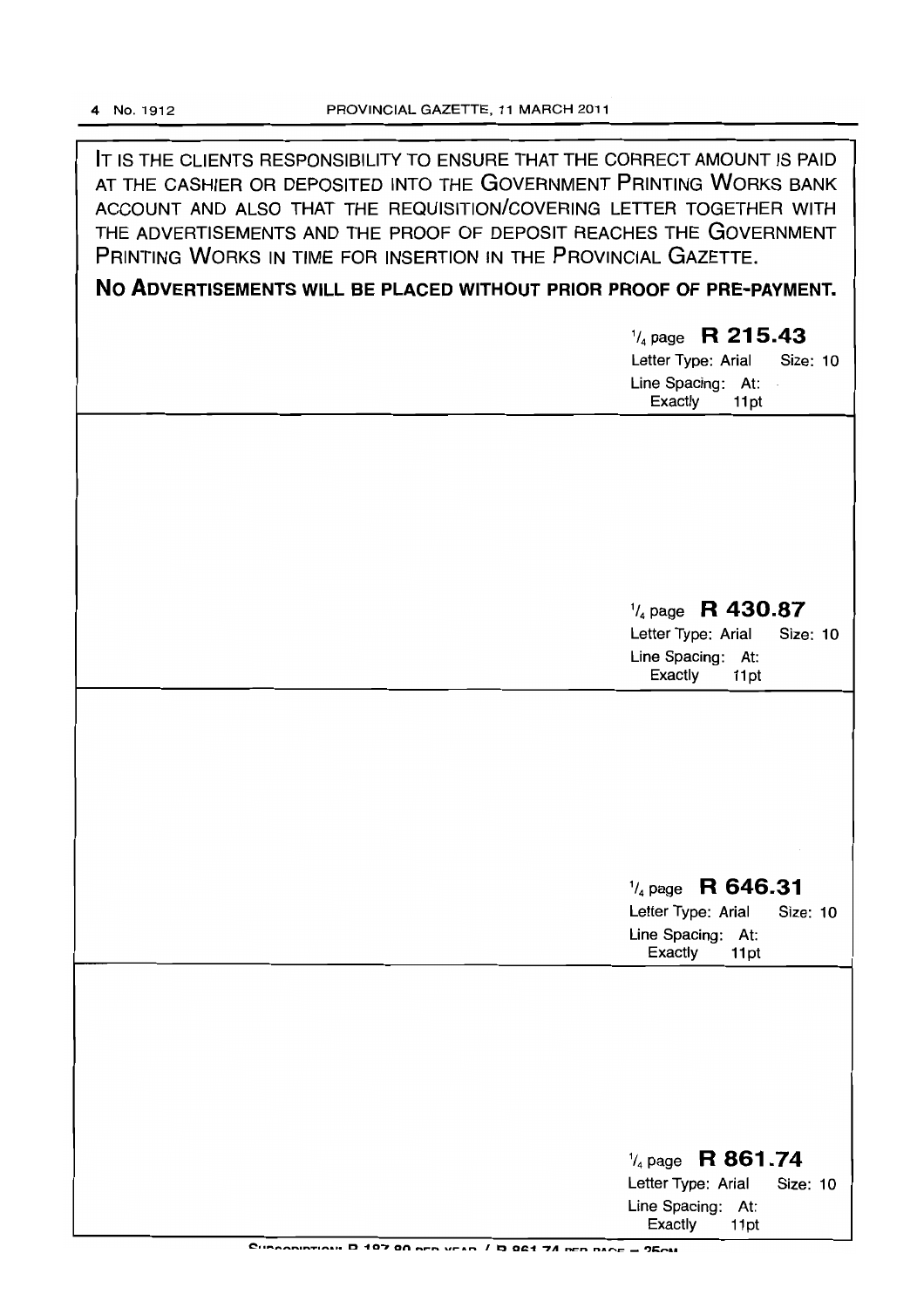IT IS THE CLIENTS RESPONSIBILITY TO ENSURE THAT THE CORRECT AMOUNT IS PAID AT THE CASHIER OR DEPOSITED INTO THE GOVERNMENT PRINTING WORKS BANK ACCOUNT AND ALSO THAT THE REQUISITION/COVERING LETTER TOGETHER WITH THE ADVERTISEMENTS AND THE PROOF OF DEPOSIT REACHES THE GOVERNMENT PRINTING WORKS IN TIME FOR INSERTION IN THE PROVINCIAL GAZETTE.

**NO ADVERTISEMENTS WILL BE PLACED WITHOUT PRIOR PROOF OF PRE-PAYMENT.**

1/4 page **R 215.43**
Letter Type: Arial Size: 10
Line Spacing: At: Exactly 11pt

---

1/4 page **R 430.87**
Letter Type: Arial Size: 10
Line Spacing: At: Exactly 11pt

---

1/4 page **R 646.31**
Letter Type: Arial Size: 10
Line Spacing: At: Exactly 11pt

---

1/4 page **R 861.74**
Letter Type: Arial Size: 10
Line Spacing: At: Exactly 11pt

SUBSCRIPTION: R 187.80 PER YEAR / R 861.74 PER PAGE = 25CM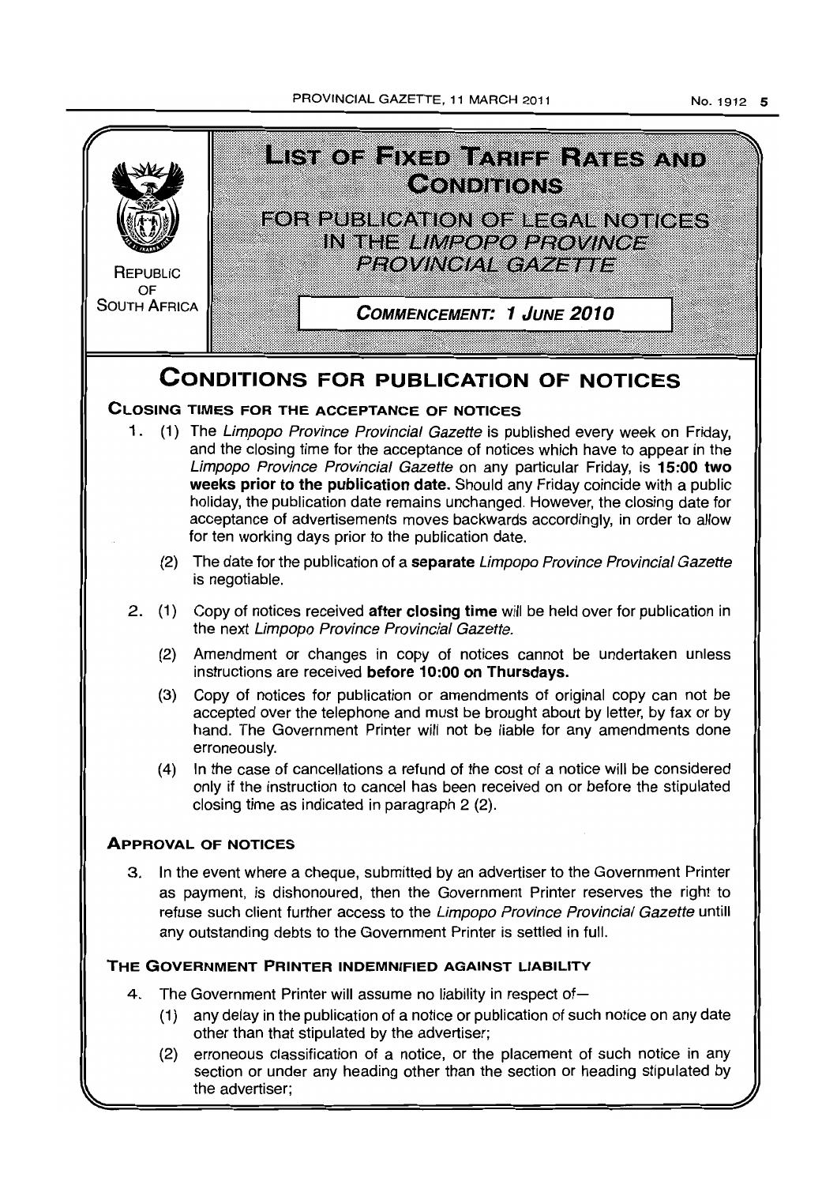REPUBLIC OF SOUTH AFRICA

# LIST OF FIXED TARIFF RATES AND CONDITIONS

## FOR PUBLICATION OF LEGAL NOTICES IN THE *LIMPOPO PROVINCE PROVINCIAL GAZETTE*

**COMMENCEMENT: 1 JUNE 2010**

# CONDITIONS FOR PUBLICATION OF NOTICES

### CLOSING TIMES FOR THE ACCEPTANCE OF NOTICES

1. (1) The *Limpopo Province Provincial Gazette* is published every week on Friday, and the closing time for the acceptance of notices which have to appear in the *Limpopo Province Provincial Gazette* on any particular Friday, is **15:00 two weeks prior to the publication date.** Should any Friday coincide with a public holiday, the publication date remains unchanged. However, the closing date for acceptance of advertisements moves backwards accordingly, in order to allow for ten working days prior to the publication date.

   (2) The date for the publication of a **separate** *Limpopo Province Provincial Gazette* is negotiable.

2. (1) Copy of notices received **after closing time** will be held over for publication in the next *Limpopo Province Provincial Gazette.*

   (2) Amendment or changes in copy of notices cannot be undertaken unless instructions are received **before 10:00 on Thursdays.**

   (3) Copy of notices for publication or amendments of original copy can not be accepted over the telephone and must be brought about by letter, by fax or by hand. The Government Printer will not be liable for any amendments done erroneously.

   (4) In the case of cancellations a refund of the cost of a notice will be considered only if the instruction to cancel has been received on or before the stipulated closing time as indicated in paragraph 2 (2).

### APPROVAL OF NOTICES

3. In the event where a cheque, submitted by an advertiser to the Government Printer as payment, is dishonoured, then the Government Printer reserves the right to refuse such client further access to the *Limpopo Province Provincial Gazette* untill any outstanding debts to the Government Printer is settled in full.

### THE GOVERNMENT PRINTER INDEMNIFIED AGAINST LIABILITY

4. The Government Printer will assume no liability in respect of—

   (1) any delay in the publication of a notice or publication of such notice on any date other than that stipulated by the advertiser;

   (2) erroneous classification of a notice, or the placement of such notice in any section or under any heading other than the section or heading stipulated by the advertiser;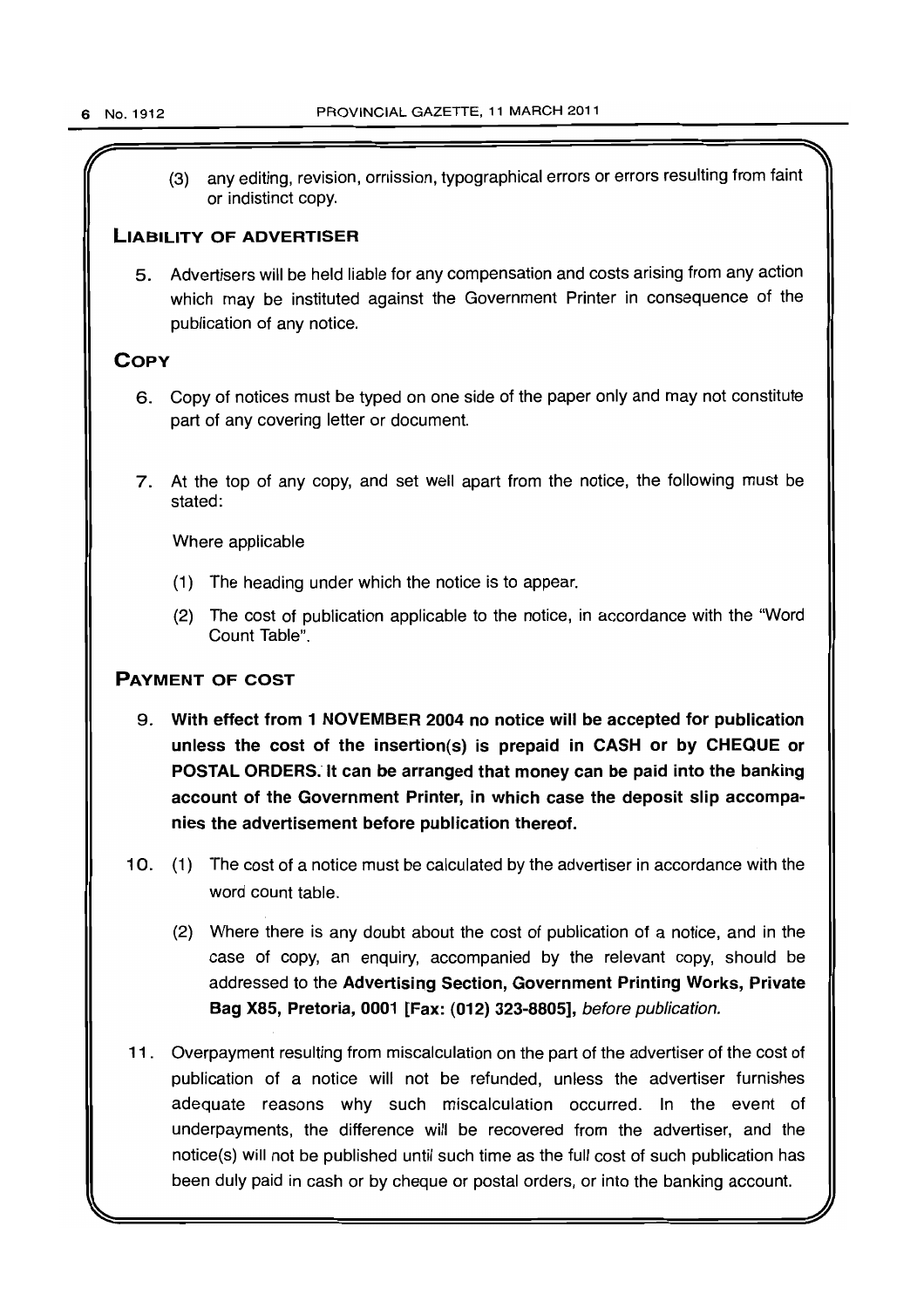(3) any editing, revision, omission, typographical errors or errors resulting from faint or indistinct copy.

## LIABILITY OF ADVERTISER

5. Advertisers will be held liable for any compensation and costs arising from any action which may be instituted against the Government Printer in consequence of the publication of any notice.

## COPY

6. Copy of notices must be typed on one side of the paper only and may not constitute part of any covering letter or document.

7. At the top of any copy, and set well apart from the notice, the following must be stated:

   Where applicable

   (1) The heading under which the notice is to appear.

   (2) The cost of publication applicable to the notice, in accordance with the "Word Count Table".

## PAYMENT OF COST

9. **With effect from 1 NOVEMBER 2004 no notice will be accepted for publication unless the cost of the insertion(s) is prepaid in CASH or by CHEQUE or POSTAL ORDERS. It can be arranged that money can be paid into the banking account of the Government Printer, in which case the deposit slip accompanies the advertisement before publication thereof.**

10. (1) The cost of a notice must be calculated by the advertiser in accordance with the word count table.

    (2) Where there is any doubt about the cost of publication of a notice, and in the case of copy, an enquiry, accompanied by the relevant copy, should be addressed to the **Advertising Section, Government Printing Works, Private Bag X85, Pretoria, 0001 [Fax: (012) 323-8805],** *before publication.*

11. Overpayment resulting from miscalculation on the part of the advertiser of the cost of publication of a notice will not be refunded, unless the advertiser furnishes adequate reasons why such miscalculation occurred. In the event of underpayments, the difference will be recovered from the advertiser, and the notice(s) will not be published until such time as the full cost of such publication has been duly paid in cash or by cheque or postal orders, or into the banking account.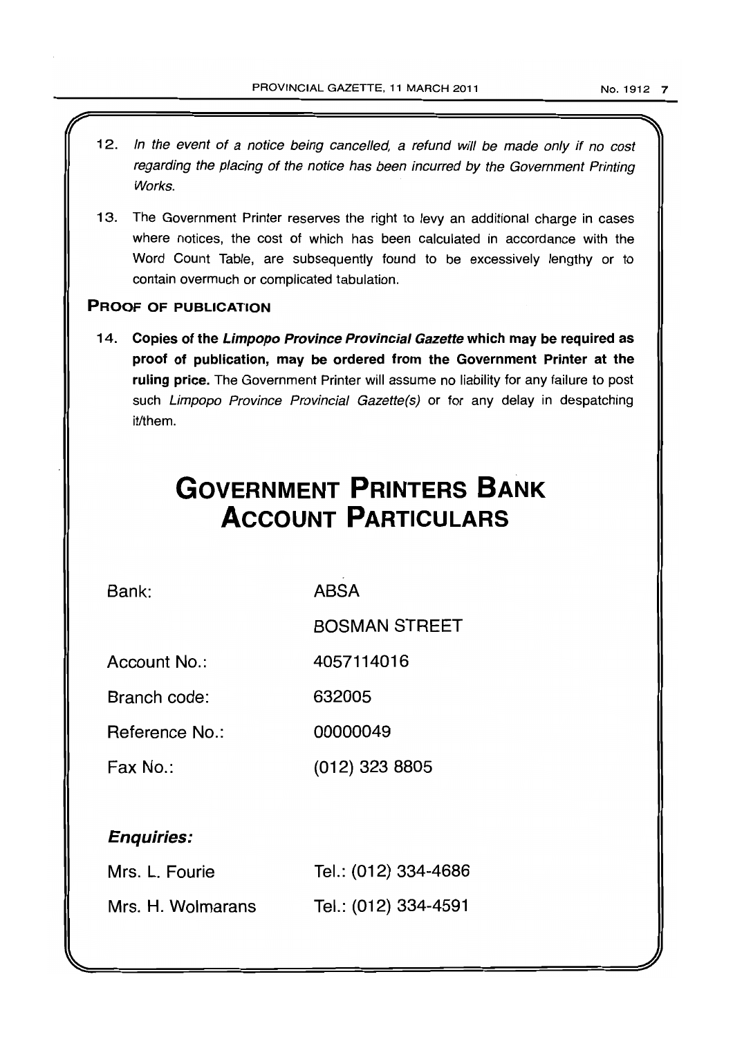12. *In the event of a notice being cancelled, a refund will be made only if no cost regarding the placing of the notice has been incurred by the Government Printing Works.*

13. The Government Printer reserves the right to levy an additional charge in cases where notices, the cost of which has been calculated in accordance with the Word Count Table, are subsequently found to be excessively lengthy or to contain overmuch or complicated tabulation.

## PROOF OF PUBLICATION

14. **Copies of the *Limpopo Province Provincial Gazette* which may be required as proof of publication, may be ordered from the Government Printer at the ruling price.** The Government Printer will assume no liability for any failure to post such *Limpopo Province Provincial Gazette(s)* or for any delay in despatching it/them.

# GOVERNMENT PRINTERS BANK ACCOUNT PARTICULARS

| | |
|---|---|
| Bank: | ABSA |
| | BOSMAN STREET |
| Account No.: | 4057114016 |
| Branch code: | 632005 |
| Reference No.: | 00000049 |
| Fax No.: | (012) 323 8805 |

### *Enquiries:*

| | |
|---|---|
| Mrs. L. Fourie | Tel.: (012) 334-4686 |
| Mrs. H. Wolmarans | Tel.: (012) 334-4591 |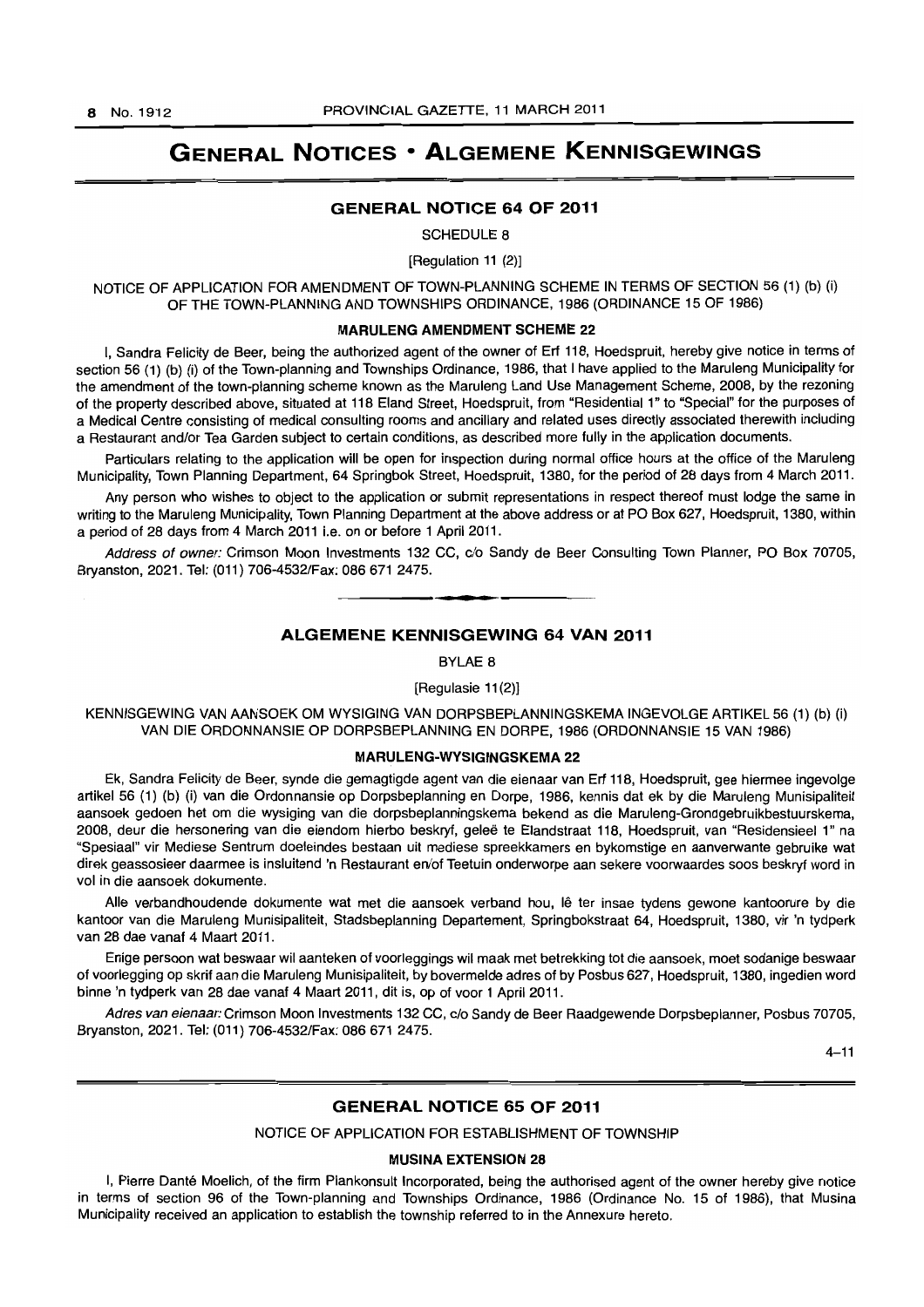# GENERAL NOTICES • ALGEMENE KENNISGEWINGS

## GENERAL NOTICE 64 OF 2011

SCHEDULE 8

[Regulation 11 (2)]

NOTICE OF APPLICATION FOR AMENDMENT OF TOWN-PLANNING SCHEME IN TERMS OF SECTION 56 (1) (b) (i) OF THE TOWN-PLANNING AND TOWNSHIPS ORDINANCE, 1986 (ORDINANCE 15 OF 1986)

### MARULENG AMENDMENT SCHEME 22

I, Sandra Felicity de Beer, being the authorized agent of the owner of Erf 118, Hoedspruit, hereby give notice in terms of section 56 (1) (b) (i) of the Town-planning and Townships Ordinance, 1986, that I have applied to the Maruleng Municipality for the amendment of the town-planning scheme known as the Maruleng Land Use Management Scheme, 2008, by the rezoning of the property described above, situated at 118 Eland Street, Hoedspruit, from "Residential 1" to "Special" for the purposes of a Medical Centre consisting of medical consulting rooms and ancillary and related uses directly associated therewith including a Restaurant and/or Tea Garden subject to certain conditions, as described more fully in the application documents.

Particulars relating to the application will be open for inspection during normal office hours at the office of the Maruleng Municipality, Town Planning Department, 64 Springbok Street, Hoedspruit, 1380, for the period of 28 days from 4 March 2011.

Any person who wishes to object to the application or submit representations in respect thereof must lodge the same in writing to the Maruleng Municipality, Town Planning Department at the above address or at PO Box 627, Hoedspruit, 1380, within a period of 28 days from 4 March 2011 i.e. on or before 1 April 2011.

*Address of owner:* Crimson Moon Investments 132 CC, c/o Sandy de Beer Consulting Town Planner, PO Box 70705, Bryanston, 2021. Tel: (011) 706-4532/Fax: 086 671 2475.

---

## ALGEMENE KENNISGEWING 64 VAN 2011

BYLAE 8

[Regulasie 11(2)]

KENNISGEWING VAN AANSOEK OM WYSIGING VAN DORPSBEPLANNINGSKEMA INGEVOLGE ARTIKEL 56 (1) (b) (i) VAN DIE ORDONNANSIE OP DORPSBEPLANNING EN DORPE, 1986 (ORDONNANSIE 15 VAN 1986)

### MARULENG-WYSIGINGSKEMA 22

Ek, Sandra Felicity de Beer, synde die gemagtigde agent van die eienaar van Erf 118, Hoedspruit, gee hiermee ingevolge artikel 56 (1) (b) (i) van die Ordonnansie op Dorpsbeplanning en Dorpe, 1986, kennis dat ek by die Maruleng Munisipaliteit aansoek gedoen het om die wysiging van die dorpsbeplanningskema bekend as die Maruleng-Grondgebruikbestuurskema, 2008, deur die hersonering van die eiendom hierbo beskryf, geleë te Elandstraat 118, Hoedspruit, van "Residensieel 1" na "Spesiaal" vir Mediese Sentrum doeleindes bestaan uit mediese spreekkamers en bykomstige en aanverwante gebruike wat direk geassosieer daarmee is insluitend 'n Restaurant en/of Teetuin onderworpe aan sekere voorwaardes soos beskryf word in vol in die aansoek dokumente.

Alle verbandhoudende dokumente wat met die aansoek verband hou, lê ter insae tydens gewone kantoorure by die kantoor van die Maruleng Munisipaliteit, Stadsbeplanning Departement, Springbokstraat 64, Hoedspruit, 1380, vir 'n tydperk van 28 dae vanaf 4 Maart 2011.

Enige persoon wat beswaar wil aanteken of voorleggings wil maak met betrekking tot die aansoek, moet sodanige beswaar of voorlegging op skrif aan die Maruleng Munisipaliteit, by bovermelde adres of by Posbus 627, Hoedspruit, 1380, ingedien word binne 'n tydperk van 28 dae vanaf 4 Maart 2011, dit is, op of voor 1 April 2011.

*Adres van eienaar:* Crimson Moon Investments 132 CC, c/o Sandy de Beer Raadgewende Dorpsbeplanner, Posbus 70705, Bryanston, 2021. Tel: (011) 706-4532/Fax: 086 671 2475.

4–11

---

## GENERAL NOTICE 65 OF 2011

NOTICE OF APPLICATION FOR ESTABLISHMENT OF TOWNSHIP

### MUSINA EXTENSION 28

I, Pierre Danté Moelich, of the firm Plankonsult Incorporated, being the authorised agent of the owner hereby give notice in terms of section 96 of the Town-planning and Townships Ordinance, 1986 (Ordinance No. 15 of 1986), that Musina Municipality received an application to establish the township referred to in the Annexure hereto.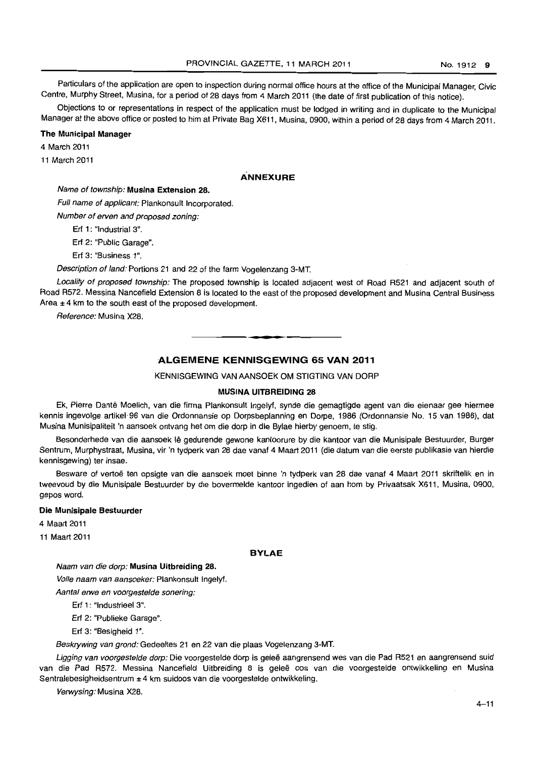Particulars of the application are open to inspection during normal office hours at the office of the Municipal Manager, Civic Centre, Murphy Street, Musina, for a period of 28 days from 4 March 2011 (the date of first publication of this notice).

Objections to or representations in respect of the application must be lodged in writing and in duplicate to the Municipal Manager at the above office or posted to him at Private Bag X611, Musina, 0900, within a period of 28 days from 4 March 2011.

**The Municipal Manager**

4 March 2011

11 March 2011

## ANNEXURE

*Name of township:* **Musina Extension 28.**

*Full name of applicant:* Plankonsult Incorporated.

*Number of erven and proposed zoning:*

Erf 1: "Industrial 3".

Erf 2: "Public Garage".

Erf 3: "Business 1".

*Description of land:* Portions 21 and 22 of the farm Vogelenzang 3-MT.

*Locality of proposed township:* The proposed township is located adjacent west of Road R521 and adjacent south of Road R572. Messina Nancefield Extension 8 is located to the east of the proposed development and Musina Central Business Area ± 4 km to the south east of the proposed development.

*Reference:* Musina X28.

---

## ALGEMENE KENNISGEWING 65 VAN 2011

KENNISGEWING VAN AANSOEK OM STIGTING VAN DORP

**MUSINA UITBREIDING 28**

Ek, Pierre Danté Moelich, van die firma Plankonsult Ingelyf, synde die gemagtigde agent van die eienaar gee hiermee kennis ingevolge artikel 96 van die Ordonnansie op Dorpsbeplanning en Dorpe, 1986 (Ordonnansie No. 15 van 1986), dat Musina Munisipaliteit 'n aansoek ontvang het om die dorp in die Bylae hierby genoem, te stig.

Besonderhede van die aansoek lê gedurende gewone kantoorure by die kantoor van die Munisipale Bestuurder, Burger Sentrum, Murphystraat, Musina, vir 'n tydperk van 28 dae vanaf 4 Maart 2011 (die datum van die eerste publikasie van hierdie kennisgewing) ter insae.

Besware of vertoë ten opsigte van die aansoek moet binne 'n tydperk van 28 dae vanaf 4 Maart 2011 skriftelik en in tweevoud by die Munisipale Bestuurder by die bovermelde kantoor ingedien of aan hom by Privaatsak X611, Musina, 0900, gepos word.

**Die Munisipale Bestuurder**

4 Maart 2011

11 Maart 2011

## BYLAE

*Naam van die dorp:* **Musina Uitbreiding 28.**

*Volle naam van aansoeker:* Plankonsult Ingelyf.

*Aantal erwe en voorgestelde sonering:*

Erf 1: "Industrieel 3".

Erf 2: "Publieke Garage".

Erf 3: "Besigheid 1".

*Beskrywing van grond:* Gedeeltes 21 en 22 van die plaas Vogelenzang 3-MT.

*Ligging van voorgestelde dorp:* Die voorgestelde dorp is geleë aangrensend wes van die Pad R521 en aangrensend suid van die Pad R572. Messina Nancefield Uitbreiding 8 is geleë oos van die voorgestelde ontwikkeling en Musina Sentralebesigheidsentrum ± 4 km suidoos van die voorgestelde ontwikkeling.

*Verwysing:* Musina X28.

4–11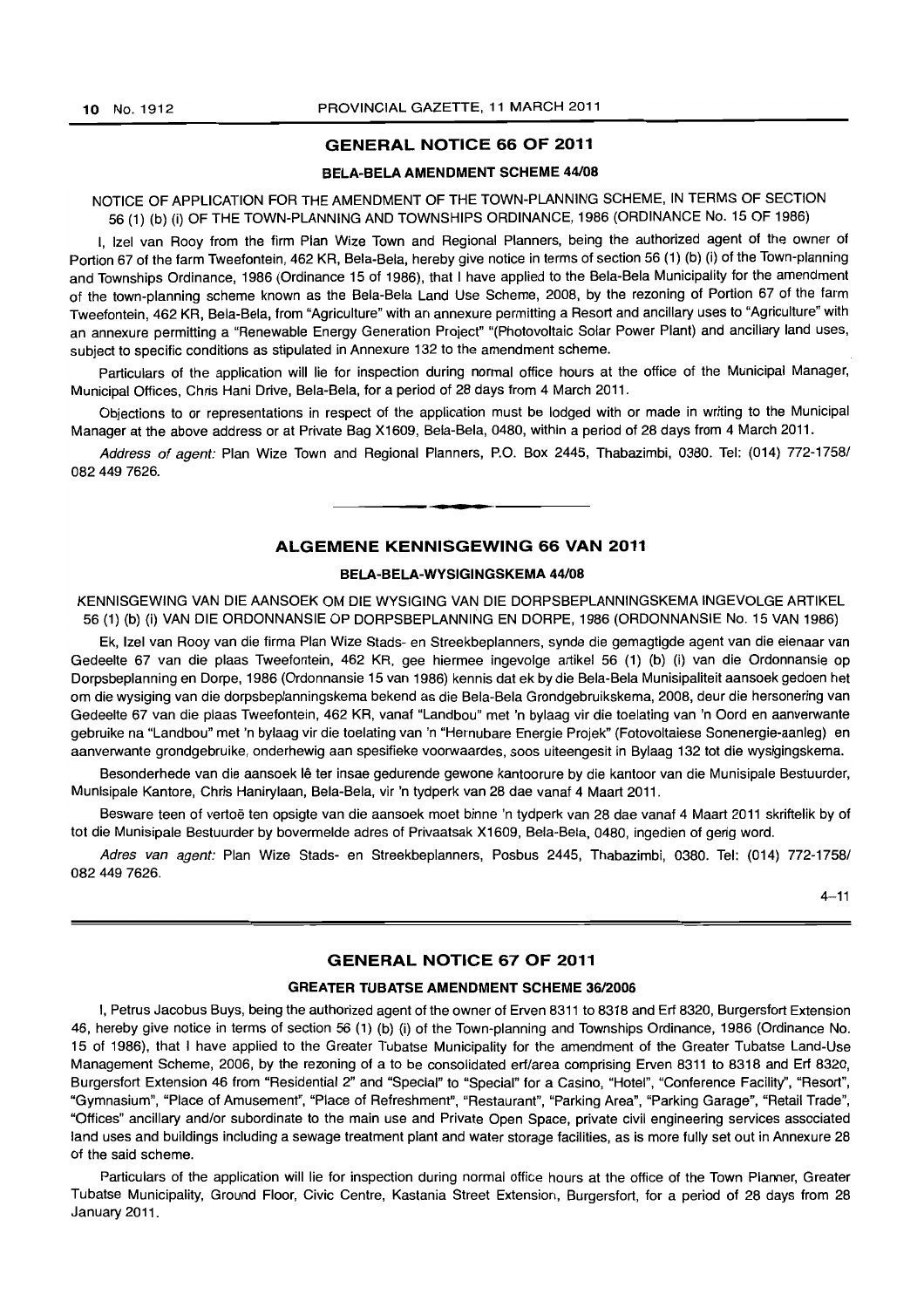## GENERAL NOTICE 66 OF 2011

### BELA-BELA AMENDMENT SCHEME 44/08

NOTICE OF APPLICATION FOR THE AMENDMENT OF THE TOWN-PLANNING SCHEME, IN TERMS OF SECTION 56 (1) (b) (i) OF THE TOWN-PLANNING AND TOWNSHIPS ORDINANCE, 1986 (ORDINANCE No. 15 OF 1986)

I, Izel van Rooy from the firm Plan Wize Town and Regional Planners, being the authorized agent of the owner of Portion 67 of the farm Tweefontein, 462 KR, Bela-Bela, hereby give notice in terms of section 56 (1) (b) (i) of the Town-planning and Townships Ordinance, 1986 (Ordinance 15 of 1986), that I have applied to the Bela-Bela Municipality for the amendment of the town-planning scheme known as the Bela-Bela Land Use Scheme, 2008, by the rezoning of Portion 67 of the farm Tweefontein, 462 KR, Bela-Bela, from "Agriculture" with an annexure permitting a Resort and ancillary uses to "Agriculture" with an annexure permitting a "Renewable Energy Generation Project" "(Photovoltaic Solar Power Plant) and ancillary land uses, subject to specific conditions as stipulated in Annexure 132 to the amendment scheme.

Particulars of the application will lie for inspection during normal office hours at the office of the Municipal Manager, Municipal Offices, Chris Hani Drive, Bela-Bela, for a period of 28 days from 4 March 2011.

Objections to or representations in respect of the application must be lodged with or made in writing to the Municipal Manager at the above address or at Private Bag X1609, Bela-Bela, 0480, within a period of 28 days from 4 March 2011.

*Address of agent:* Plan Wize Town and Regional Planners, P.O. Box 2445, Thabazimbi, 0380. Tel: (014) 772-1758/ 082 449 7626.

## ALGEMENE KENNISGEWING 66 VAN 2011

### BELA-BELA-WYSIGINGSKEMA 44/08

KENNISGEWING VAN DIE AANSOEK OM DIE WYSIGING VAN DIE DORPSBEPLANNINGSKEMA INGEVOLGE ARTIKEL 56 (1) (b) (i) VAN DIE ORDONNANSIE OP DORPSBEPLANNING EN DORPE, 1986 (ORDONNANSIE No. 15 VAN 1986)

Ek, Izel van Rooy van die firma Plan Wize Stads- en Streekbeplanners, synde die gemagtigde agent van die eienaar van Gedeelte 67 van die plaas Tweefontein, 462 KR, gee hiermee ingevolge artikel 56 (1) (b) (i) van die Ordonnansie op Dorpsbeplanning en Dorpe, 1986 (Ordonnansie 15 van 1986) kennis dat ek by die Bela-Bela Munisipaliteit aansoek gedoen het om die wysiging van die dorpsbeplanningskema bekend as die Bela-Bela Grondgebruikskema, 2008, deur die hersonering van Gedeelte 67 van die plaas Tweefontein, 462 KR, vanaf "Landbou" met 'n bylaag vir die toelating van 'n Oord en aanverwante gebruike na "Landbou" met 'n bylaag vir die toelating van 'n "Hernubare Energie Projek" (Fotovoltaiese Sonenergie-aanleg) en aanverwante grondgebruike, onderhewig aan spesifieke voorwaardes, soos uiteengesit in Bylaag 132 tot die wysigingskema.

Besonderhede van die aansoek lê ter insae gedurende gewone kantoorure by die kantoor van die Munisipale Bestuurder, Munisipale Kantore, Chris Hanirylaan, Bela-Bela, vir 'n tydperk van 28 dae vanaf 4 Maart 2011.

Besware teen of vertoë ten opsigte van die aansoek moet binne 'n tydperk van 28 dae vanaf 4 Maart 2011 skriftelik by of tot die Munisipale Bestuurder by bovermelde adres of Privaatsak X1609, Bela-Bela, 0480, ingedien of gerig word.

*Adres van agent:* Plan Wize Stads- en Streekbeplanners, Posbus 2445, Thabazimbi, 0380. Tel: (014) 772-1758/ 082 449 7626.

4–11

## GENERAL NOTICE 67 OF 2011

### GREATER TUBATSE AMENDMENT SCHEME 36/2006

I, Petrus Jacobus Buys, being the authorized agent of the owner of Erven 8311 to 8318 and Erf 8320, Burgersfort Extension 46, hereby give notice in terms of section 56 (1) (b) (i) of the Town-planning and Townships Ordinance, 1986 (Ordinance No. 15 of 1986), that I have applied to the Greater Tubatse Municipality for the amendment of the Greater Tubatse Land-Use Management Scheme, 2006, by the rezoning of a to be consolidated erf/area comprising Erven 8311 to 8318 and Erf 8320, Burgersfort Extension 46 from "Residential 2" and "Special" to "Special" for a Casino, "Hotel", "Conference Facility", "Resort", "Gymnasium", "Place of Amusement", "Place of Refreshment", "Restaurant", "Parking Area", "Parking Garage", "Retail Trade", "Offices" ancillary and/or subordinate to the main use and Private Open Space, private civil engineering services associated land uses and buildings including a sewage treatment plant and water storage facilities, as is more fully set out in Annexure 28 of the said scheme.

Particulars of the application will lie for inspection during normal office hours at the office of the Town Planner, Greater Tubatse Municipality, Ground Floor, Civic Centre, Kastania Street Extension, Burgersfort, for a period of 28 days from 28 January 2011.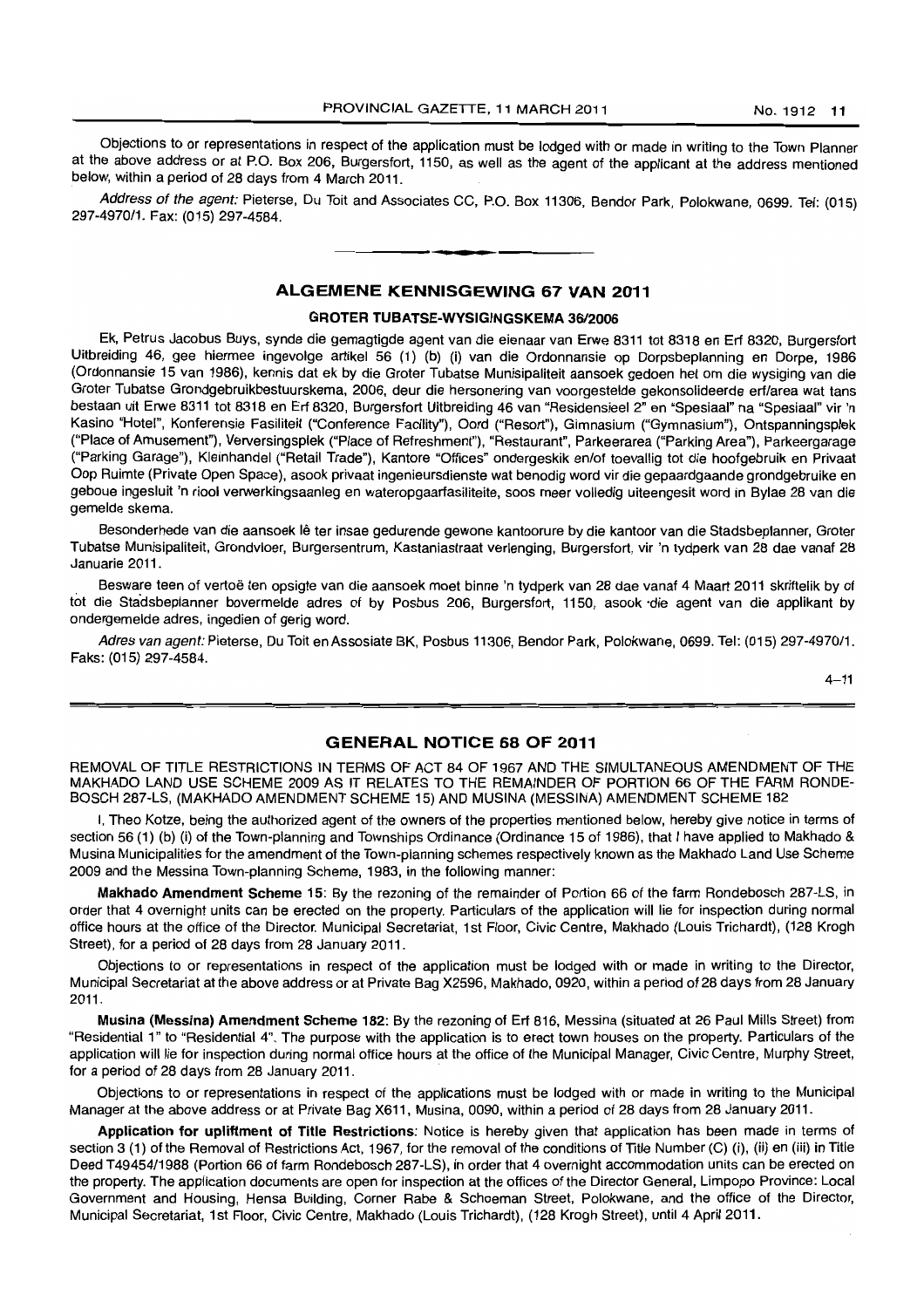Objections to or representations in respect of the application must be lodged with or made in writing to the Town Planner at the above address or at P.O. Box 206, Burgersfort, 1150, as well as the agent of the applicant at the address mentioned below, within a period of 28 days from 4 March 2011.

*Address of the agent:* Pieterse, Du Toit and Associates CC, P.O. Box 11306, Bendor Park, Polokwane, 0699. Tel: (015) 297-4970/1. Fax: (015) 297-4584.

## ALGEMENE KENNISGEWING 67 VAN 2011

### GROTER TUBATSE-WYSIGINGSKEMA 36/2006

Ek, Petrus Jacobus Buys, synde die gemagtigde agent van die eienaar van Erwe 8311 tot 8318 en Erf 8320, Burgersfort Uitbreiding 46, gee hiermee ingevolge artikel 56 (1) (b) (i) van die Ordonnansie op Dorpsbeplanning en Dorpe, 1986 (Ordonnansie 15 van 1986), kennis dat ek by die Groter Tubatse Munisipaliteit aansoek gedoen het om die wysiging van die Groter Tubatse Grondgebruikbestuurskema, 2006, deur die hersonering van voorgestelde gekonsolideerde erf/area wat tans bestaan uit Erwe 8311 tot 8318 en Erf 8320, Burgersfort Uitbreiding 46 van "Residensieel 2" en "Spesiaal" na "Spesiaal" vir 'n Kasino "Hotel", Konferensie Fasiliteit ("Conference Facility"), Oord ("Resort"), Gimnasium ("Gymnasium"), Ontspanningsplek ("Place of Amusement"), Verversingsplek ("Place of Refreshment"), "Restaurant", Parkeerarea ("Parking Area"), Parkeergarage ("Parking Garage"), Kleinhandel ("Retail Trade"), Kantore "Offices" ondergeskik en/of toevallig tot die hoofgebruik en Privaat Oop Ruimte (Private Open Space), asook privaat ingenieursdienste wat benodig word vir die gepaardgaande grondgebruike en geboue ingesluit 'n riool verwerkingsaanleg en wateropgaarfasiliteite, soos meer volledig uiteengesit word in Bylae 28 van die gemelde skema.

Besonderhede van die aansoek lê ter insae gedurende gewone kantoorure by die kantoor van die Stadsbeplanner, Groter Tubatse Munisipaliteit, Grondvloer, Burgersentrum, Kastanjastraat verlenging, Burgersfort, vir 'n tydperk van 28 dae vanaf 28 Januarie 2011.

Besware teen of vertoë ten opsigte van die aansoek moet binne 'n tydperk van 28 dae vanaf 4 Maart 2011 skriftelik by of tot die Stadsbeplanner bovermelde adres of by Posbus 206, Burgersfort, 1150, asook die agent van die applikant by ondergemelde adres, ingedien of gerig word.

*Adres van agent:* Pieterse, Du Toit en Assosiate BK, Posbus 11306, Bendor Park, Polokwane, 0699. Tel: (015) 297-4970/1. Faks: (015) 297-4584.

4–11

## GENERAL NOTICE 68 OF 2011

REMOVAL OF TITLE RESTRICTIONS IN TERMS OF ACT 84 OF 1967 AND THE SIMULTANEOUS AMENDMENT OF THE MAKHADO LAND USE SCHEME 2009 AS IT RELATES TO THE REMAINDER OF PORTION 66 OF THE FARM RONDEBOSCH 287-LS, (MAKHADO AMENDMENT SCHEME 15) AND MUSINA (MESSINA) AMENDMENT SCHEME 182

I, Theo Kotze, being the authorized agent of the owners of the properties mentioned below, hereby give notice in terms of section 56 (1) (b) (i) of the Town-planning and Townships Ordinance (Ordinance 15 of 1986), that I have applied to Makhado & Musina Municipalities for the amendment of the Town-planning schemes respectively known as the Makhado Land Use Scheme 2009 and the Messina Town-planning Scheme, 1983, in the following manner:

**Makhado Amendment Scheme 15**: By the rezoning of the remainder of Portion 66 of the farm Rondebosch 287-LS, in order that 4 overnight units can be erected on the property. Particulars of the application will lie for inspection during normal office hours at the office of the Director. Municipal Secretariat, 1st Floor, Civic Centre, Makhado (Louis Trichardt), (128 Krogh Street), for a period of 28 days from 28 January 2011.

Objections to or representations in respect of the application must be lodged with or made in writing to the Director, Municipal Secretariat at the above address or at Private Bag X2596, Makhado, 0920, within a period of 28 days from 28 January 2011.

**Musina (Messina) Amendment Scheme 182**: By the rezoning of Erf 816, Messina (situated at 26 Paul Mills Street) from "Residential 1" to "Residential 4". The purpose with the application is to erect town houses on the property. Particulars of the application will lie for inspection during normal office hours at the office of the Municipal Manager, Civic Centre, Murphy Street, for a period of 28 days from 28 January 2011.

Objections to or representations in respect of the applications must be lodged with or made in writing to the Municipal Manager at the above address or at Private Bag X611, Musina, 0090, within a period of 28 days from 28 January 2011.

**Application for upliftment of Title Restrictions**: Notice is hereby given that application has been made in terms of section 3 (1) of the Removal of Restrictions Act, 1967, for the removal of the conditions of Title Number (C) (i), (ii) en (iii) in Title Deed T49454/1988 (Portion 66 of farm Rondebosch 287-LS), in order that 4 overnight accommodation units can be erected on the property. The application documents are open for inspection at the offices of the Director General, Limpopo Province: Local Government and Housing, Hensa Building, Corner Rabe & Schoeman Street, Polokwane, and the office of the Director, Municipal Secretariat, 1st Floor, Civic Centre, Makhado (Louis Trichardt), (128 Krogh Street), until 4 April 2011.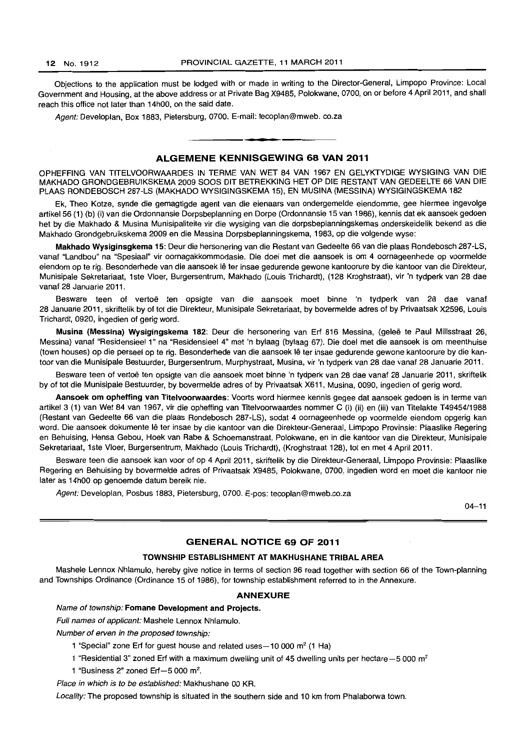Objections to the application must be lodged with or made in writing to the Director-General, Limpopo Province: Local Government and Housing, at the above address or at Private Bag X9485, Polokwane, 0700, on or before 4 April 2011, and shall reach this office not later than 14h00, on the said date.

*Agent:* Developlan, Box 1883, Pietersburg, 0700. E-mail: tecoplan@mweb. co.za

## ALGEMENE KENNISGEWING 68 VAN 2011

OPHEFFING VAN TITELVOORWAARDES IN TERME VAN WET 84 VAN 1967 EN GELYKTYDIGE WYSIGING VAN DIE MAKHADO GRONDGEBRUIKSKEMA 2009 SOOS DIT BETREKKING HET OP DIE RESTANT VAN GEDEELTE 66 VAN DIE PLAAS RONDEBOSCH 287-LS (MAKHADO WYSIGINGSKEMA 15), EN MUSINA (MESSINA) WYSIGINGSKEMA 182

Ek, Theo Kotze, synde die gemagtigde agent van die eienaars van ondergemelde eiendomme, gee hiermee ingevolge artikel 56 (1) (b) (i) van die Ordonnansie Dorpsbeplanning en Dorpe (Ordonnansie 15 van 1986), kennis dat ek aansoek gedoen het by die Makhado & Musina Munisipaliteite vir die wysiging van die dorpsbeplanningskemas onderskeidelik bekend as die Makhado Grondgebruikskema 2009 en die Messina Dorpsbeplanningskema, 1983, op die volgende wyse:

**Makhado Wysiginsgkema 15**: Deur die hersonering van die Restant van Gedeelte 66 van die plaas Rondebosch 287-LS, vanaf "Landbou" na "Spesiaal" vir oornagakkommodasie. Die doel met die aansoek is om 4 oornageenhede op voormelde eiendom op te rig. Besonderhede van die aansoek lê ter insae gedurende gewone kantoorure by die kantoor van die Direkteur, Munisipale Sekretariaat, 1ste Vloer, Burgersentrum, Makhado (Louis Trichardt), (128 Kroghstraat), vir 'n tydperk van 28 dae vanaf 28 Januarie 2011.

Besware teen of vertoë ten opsigte van die aansoek moet binne 'n tydperk van 28 dae vanaf 28 Januarie 2011, skriftelik by of tot die Direkteur, Munisipale Sekretariaat, by bovermelde adres of by Privaatsak X2596, Louis Trichardt, 0920, ingedien of gerig word.

**Musina (Messina) Wysigingskema 182**: Deur die hersonering van Erf 816 Messina, (geleë te Paul Millsstraat 26, Messina) vanaf "Residensieel 1" na "Residensieel 4" met 'n bylaag (bylaag 67). Die doel met die aansoek is om meenthuise (town houses) op die perseel op te rig. Besonderhede van die aansoek lê ter insae gedurende gewone kantoorure by die kantoor van die Munisipale Bestuurder, Burgersentrum, Murphystraat, Musina, vir 'n tydperk van 28 dae vanaf 28 Januarie 2011.

Besware teen of vertoë ten opsigte van die aansoek moet binne 'n tydperk van 28 dae vanaf 28 Januarie 2011, skriftelik by of tot die Munisipale Bestuurder, by bovermelde adres of by Privaatsak X611, Musina, 0090, ingedien of gerig word.

**Aansoek om opheffing van Titelvoorwaardes**: Voorts word hiermee kennis gegee dat aansoek gedoen is in terme van artikel 3 (1) van Wet 84 van 1967, vir die opheffing van Titelvoorwaardes nommer C (i) (ii) en (iii) van Titelakte T49454/1988 (Restant van Gedeelte 66 van die plaas Rondebosch 287-LS), sodat 4 oornageenhede op voormelde eiendom opgerig kan word. Die aansoek dokumente lê ter insae by die kantoor van die Direkteur-Generaal, Limpopo Provinsie: Plaaslike Regering en Behuising, Hensa Gebou, Hoek van Rabe & Schoemanstraat, Polokwane, en in die kantoor van die Direkteur, Munisipale Sekretariaat, 1ste Vloer, Burgersentrum, Makhado (Louis Trichardt), (Kroghstraat 128), tot en met 4 April 2011.

Besware teen die aansoek kan voor of op 4 April 2011, skriftelik by die Direkteur-Generaal, Limpopo Provinsie: Plaaslike Regering en Behuising by bovermelde adres of Privaatsak X9485, Polokwane, 0700, ingedien word en moet die kantoor nie later as 14h00 op genoemde datum bereik nie.

*Agent:* Developlan, Posbus 1883, Pietersburg, 0700. E-pos: tecoplan@mweb.co.za

04–11

## GENERAL NOTICE 69 OF 2011

### TOWNSHIP ESTABLISHMENT AT MAKHUSHANE TRIBAL AREA

Mashele Lennox Nhlamulo, hereby give notice in terms of section 96 read together with section 66 of the Town-planning and Townships Ordinance (Ordinance 15 of 1986), for township establishment referred to in the Annexure.

### ANNEXURE

*Name of township:* **Fomane Development and Projects.**

*Full names of applicant:* Mashele Lennox Nhlamulo.

*Number of erven in the proposed township:*

1 "Special" zone Erf for guest house and related uses—10 000 m$^2$ (1 Ha)

1 "Residential 3" zoned Erf with a maximum dwelling unit of 45 dwelling units per hectare—5 000 m$^2$

1 "Business 2" zoned Erf—5 000 m$^2$.

*Place in which is to be established:* Makhushane 00 KR.

*Locality:* The proposed township is situated in the southern side and 10 km from Phalaborwa town.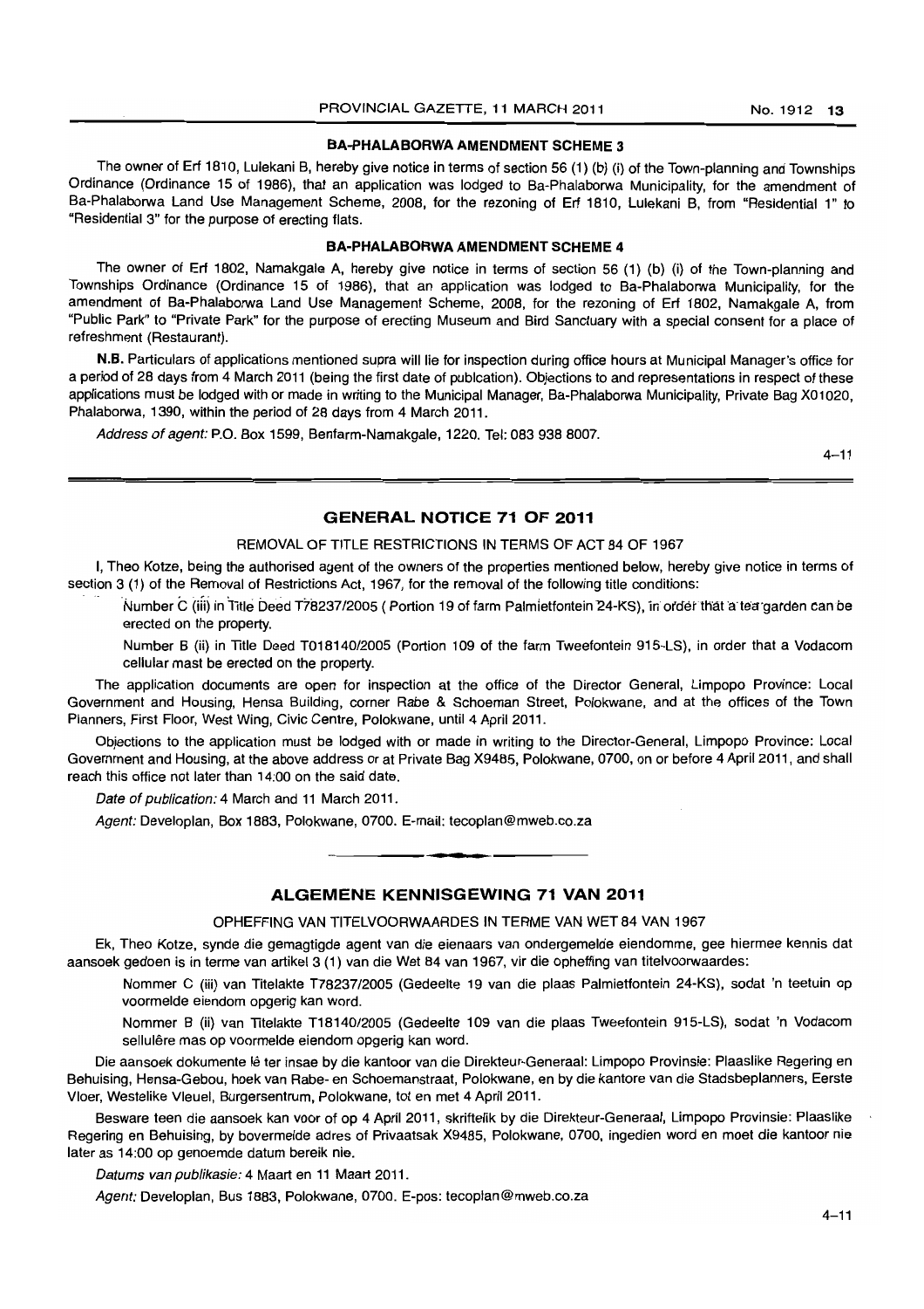### BA-PHALABORWA AMENDMENT SCHEME 3

The owner of Erf 1810, Lulekani B, hereby give notice in terms of section 56 (1) (b) (i) of the Town-planning and Townships Ordinance (Ordinance 15 of 1986), that an application was lodged to Ba-Phalaborwa Municipality, for the amendment of Ba-Phalaborwa Land Use Management Scheme, 2008, for the rezoning of Erf 1810, Lulekani B, from "Residential 1" to "Residential 3" for the purpose of erecting flats.

### BA-PHALABORWA AMENDMENT SCHEME 4

The owner of Erf 1802, Namakgale A, hereby give notice in terms of section 56 (1) (b) (i) of the Town-planning and Townships Ordinance (Ordinance 15 of 1986), that an application was lodged to Ba-Phalaborwa Municipality, for the amendment of Ba-Phalaborwa Land Use Management Scheme, 2008, for the rezoning of Erf 1802, Namakgale A, from "Public Park" to "Private Park" for the purpose of erecting Museum and Bird Sanctuary with a special consent for a place of refreshment (Restaurant).

**N.B.** Particulars of applications mentioned supra will lie for inspection during office hours at Municipal Manager's office for a period of 28 days from 4 March 2011 (being the first date of publcation). Objections to and representations in respect of these applications must be lodged with or made in writing to the Municipal Manager, Ba-Phalaborwa Municipality, Private Bag X01020, Phalaborwa, 1390, within the period of 28 days from 4 March 2011.

*Address of agent:* P.O. Box 1599, Benfarm-Namakgale, 1220. Tel: 083 938 8007.

4–11

## GENERAL NOTICE 71 OF 2011

REMOVAL OF TITLE RESTRICTIONS IN TERMS OF ACT 84 OF 1967

I, Theo Kotze, being the authorised agent of the owners of the properties mentioned below, hereby give notice in terms of section 3 (1) of the Removal of Restrictions Act, 1967, for the removal of the following title conditions:

Number C (iii) in Title Deed T78237/2005 ( Portion 19 of farm Palmietfontein 24-KS), in order that a tea garden can be erected on the property.

Number B (ii) in Title Deed T018140/2005 (Portion 109 of the farm Tweefontein 915-LS), in order that a Vodacom cellular mast be erected on the property.

The application documents are open for inspection at the office of the Director General, Limpopo Province: Local Government and Housing, Hensa Building, corner Rabe & Schoeman Street, Polokwane, and at the offices of the Town Planners, First Floor, West Wing, Civic Centre, Polokwane, until 4 April 2011.

Objections to the application must be lodged with or made in writing to the Director-General, Limpopo Province: Local Government and Housing, at the above address or at Private Bag X9485, Polokwane, 0700, on or before 4 April 2011, and shall reach this office not later than 14:00 on the said date.

*Date of publication:* 4 March and 11 March 2011.

*Agent:* Developlan, Box 1883, Polokwane, 0700. E-mail: tecoplan@mweb.co.za

## ALGEMENE KENNISGEWING 71 VAN 2011

OPHEFFING VAN TITELVOORWAARDES IN TERME VAN WET 84 VAN 1967

Ek, Theo Kotze, synde die gemagtigde agent van die eienaars van ondergemelde eiendomme, gee hiermee kennis dat aansoek gedoen is in terme van artikel 3 (1) van die Wet 84 van 1967, vir die opheffing van titelvoorwaardes:

Nommer C (iii) van Titelakte T78237/2005 (Gedeelte 19 van die plaas Palmietfontein 24-KS), sodat 'n teetuin op voormelde eiendom opgerig kan word.

Nommer B (ii) van Titelakte T18140/2005 (Gedeelte 109 van die plaas Tweefontein 915-LS), sodat 'n Vodacom sellulêre mas op voormelde eiendom opgerig kan word.

Die aansoek dokumente lê ter insae by die kantoor van die Direkteur-Generaal: Limpopo Provinsie: Plaaslike Regering en Behuising, Hensa-Gebou, hoek van Rabe- en Schoemanstraat, Polokwane, en by die kantore van die Stadsbeplanners, Eerste Vloer, Westelike Vleuel, Burgersentrum, Polokwane, tot en met 4 April 2011.

Besware teen die aansoek kan voor of op 4 April 2011, skriftelik by die Direkteur-Generaal, Limpopo Provinsie: Plaaslike Regering en Behuising, by bovermelde adres of Privaatsak X9485, Polokwane, 0700, ingedien word en moet die kantoor nie later as 14:00 op genoemde datum bereik nie.

*Datums van publikasie:* 4 Maart en 11 Maart 2011.

*Agent:* Developlan, Bus 1883, Polokwane, 0700. E-pos: tecoplan@mweb.co.za

4–11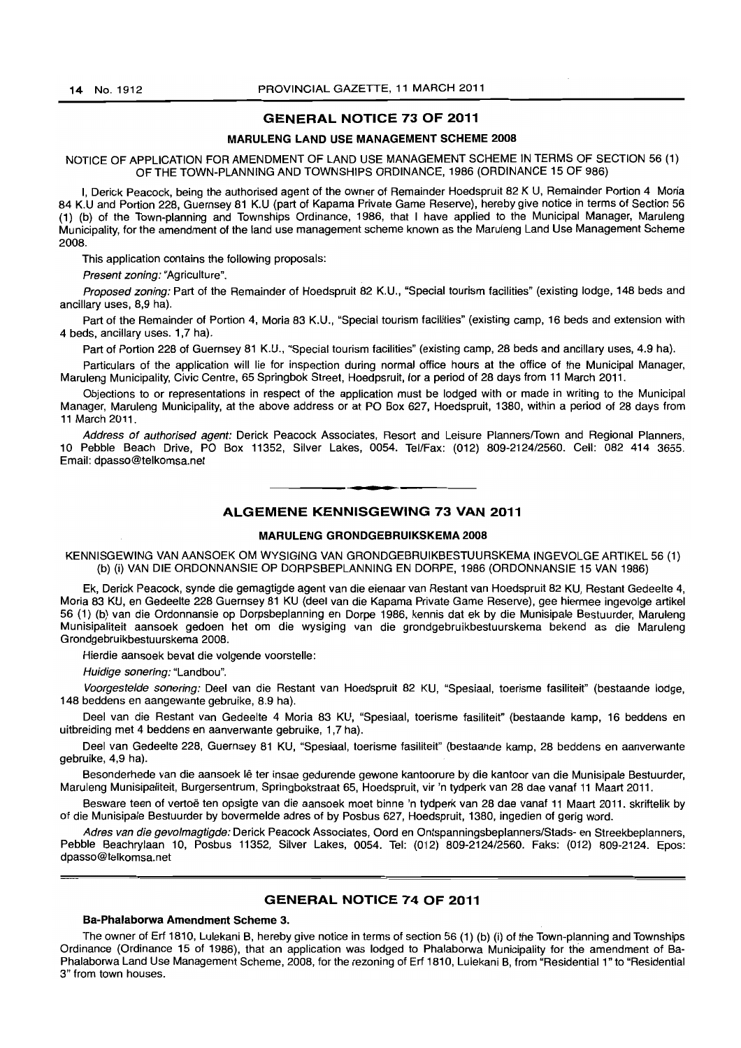## GENERAL NOTICE 73 OF 2011

### MARULENG LAND USE MANAGEMENT SCHEME 2008

NOTICE OF APPLICATION FOR AMENDMENT OF LAND USE MANAGEMENT SCHEME IN TERMS OF SECTION 56 (1) OF THE TOWN-PLANNING AND TOWNSHIPS ORDINANCE, 1986 (ORDINANCE 15 OF 986)

I, Derick Peacock, being the authorised agent of the owner of Remainder Hoedspruit 82 K U, Remainder Portion 4 Moria 84 K.U and Portion 228, Guernsey 81 K.U (part of Kapama Private Game Reserve), hereby give notice in terms of Section 56 (1) (b) of the Town-planning and Townships Ordinance, 1986, that I have applied to the Municipal Manager, Maruleng Municipality, for the amendment of the land use management scheme known as the Maruleng Land Use Management Scheme 2008.

This application contains the following proposals:

*Present zoning:* "Agriculture".

*Proposed zoning:* Part of the Remainder of Hoedspruit 82 K.U., "Special tourism facilities" (existing lodge, 148 beds and ancillary uses, 8,9 ha).

Part of the Remainder of Portion 4, Moria 83 K.U., "Special tourism facilities" (existing camp, 16 beds and extension with 4 beds, ancillary uses. 1,7 ha).

Part of Portion 228 of Guernsey 81 K.U., "Special tourism facilities" (existing camp, 28 beds and ancillary uses, 4.9 ha).

Particulars of the application will lie for inspection during normal office hours at the office of the Municipal Manager, Maruleng Municipality, Civic Centre, 65 Springbok Street, Hoedpsruit, for a period of 28 days from 11 March 2011.

Objections to or representations in respect of the application must be lodged with or made in writing to the Municipal Manager, Maruleng Municipality, at the above address or at PO Box 627, Hoedspruit, 1380, within a period of 28 days from 11 March 2011.

*Address of authorised agent:* Derick Peacock Associates, Resort and Leisure Planners/Town and Regional Planners, 10 Pebble Beach Drive, PO Box 11352, Silver Lakes, 0054. Tel/Fax: (012) 809-2124/2560. Cell: 082 414 3655. Email: dpasso@telkomsa.net

---

## ALGEMENE KENNISGEWING 73 VAN 2011

### MARULENG GRONDGEBRUIKSKEMA 2008

KENNISGEWING VAN AANSOEK OM WYSIGING VAN GRONDGEBRUIKBESTUURSKEMA INGEVOLGE ARTIKEL 56 (1) (b) (i) VAN DIE ORDONNANSIE OP DORPSBEPLANNING EN DORPE, 1986 (ORDONNANSIE 15 VAN 1986)

Ek, Derick Peacock, synde die gemagtigde agent van die eienaar van Restant van Hoedspruit 82 KU, Restant Gedeelte 4, Moria 83 KU, en Gedeelte 228 Guernsey 81 KU (deel van die Kapama Private Game Reserve), gee hiermee ingevolge artikel 56 (1) (b) van die Ordonnansie op Dorpsbeplanning en Dorpe 1986, kennis dat ek by die Munisipale Bestuurder, Maruleng Munisipaliteit aansoek gedoen het om die wysiging van die grondgebruikbestuurskema bekend as die Maruleng Grondgebruikbestuurskema 2008.

Hierdie aansoek bevat die volgende voorstelle:

*Huidige sonering:* "Landbou".

*Voorgestelde sonering:* Deel van die Restant van Hoedspruit 82 KU, "Spesiaal, toerisme fasiliteit" (bestaande lodge, 148 beddens en aangewante gebruike, 8.9 ha).

Deel van die Restant van Gedeelte 4 Moria 83 KU, "Spesiaal, toerisme fasiliteit" (bestaande kamp, 16 beddens en uitbreiding met 4 beddens en aanverwante gebruike, 1,7 ha).

Deel van Gedeelte 228, Guernsey 81 KU, "Spesiaal, toerisme fasiliteit" (bestaande kamp, 28 beddens en aanverwante gebruike, 4,9 ha).

Besonderhede van die aansoek lê ter insae gedurende gewone kantoorure by die kantoor van die Munisipale Bestuurder, Maruleng Munisipaliteit, Burgersentrum, Springbokstraat 65, Hoedspruit, vir 'n tydperk van 28 dae vanaf 11 Maart 2011.

Besware teen of vertoë ten opsigte van die aansoek moet binne 'n tydperk van 28 dae vanaf 11 Maart 2011. skriftelik by of die Munisipale Bestuurder by bovermelde adres of by Posbus 627, Hoedspruit, 1380, ingedien of gerig word.

*Adres van die gevolmagtigde:* Derick Peacock Associates, Oord en Ontspanningsbeplanners/Stads- en Streekbeplanners, Pebble Beachrylaan 10, Posbus 11352, Silver Lakes, 0054. Tel: (012) 809-2124/2560. Faks: (012) 809-2124. Epos: dpasso@telkomsa.net

---

## GENERAL NOTICE 74 OF 2011

**Ba-Phalaborwa Amendment Scheme 3.**

The owner of Erf 1810, Lulekani B, hereby give notice in terms of section 56 (1) (b) (i) of the Town-planning and Townships Ordinance (Ordinance 15 of 1986), that an application was lodged to Phalaborwa Municipality for the amendment of Ba-Phalaborwa Land Use Management Scheme, 2008, for the rezoning of Erf 1810, Lulekani B, from "Residential 1" to "Residential 3" from town houses.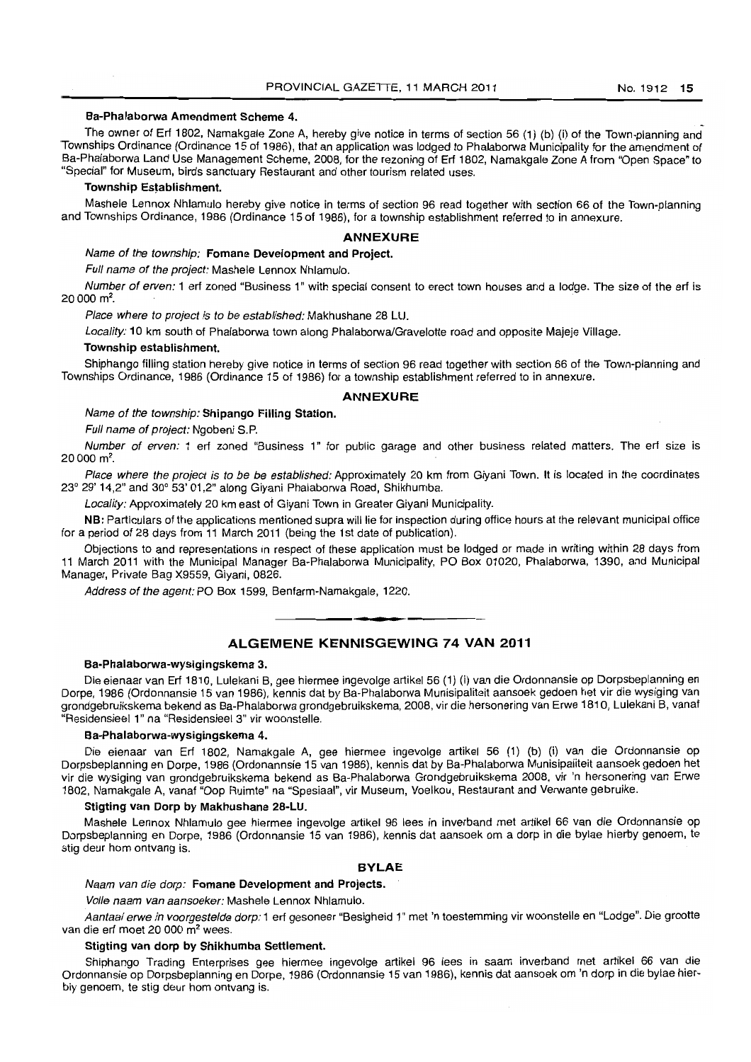**Ba-Phalaborwa Amendment Scheme 4.**

The owner of Erf 1802, Namakgale Zone A, hereby give notice in terms of section 56 (1) (b) (i) of the Town-planning and Townships Ordinance (Ordinance 15 of 1986), that an application was lodged to Phalaborwa Municipality for the amendment of Ba-Phalaborwa Land Use Management Scheme, 2008, for the rezoning of Erf 1802, Namakgale Zone A from "Open Space" to "Special" for Museum, birds sanctuary Restaurant and other tourism related uses.

**Township Establishment.**

Mashele Lennox Nhlamulo hereby give notice in terms of section 96 read together with section 66 of the Town-planning and Townships Ordinance, 1986 (Ordinance 15 of 1986), for a township establishment referred to in annexure.

## ANNEXURE

*Name of the township:* **Fomane Development and Project.**

*Full name of the project:* Mashele Lennox Nhlamulo.

*Number of erven:* 1 erf zoned "Business 1" with special consent to erect town houses and a lodge. The size of the erf is 20 000 m².

*Place where to project is to be established:* Makhushane 28 LU.

*Locality:* 10 km south of Phalaborwa town along Phalaborwa/Gravelotte road and opposite Majeje Village.

**Township establishment.**

Shiphango filling station hereby give notice in terms of section 96 read together with section 66 of the Town-planning and Townships Ordinance, 1986 (Ordinance 15 of 1986) for a township establishment referred to in annexure.

## ANNEXURE

*Name of the township:* **Shipango Filling Station.**

*Full name of project:* Ngobeni S.P.

*Number of erven:* 1 erf zoned "Business 1" for public garage and other business related matters. The erf size is 20 000 m².

*Place where the project is to be be established:* Approximately 20 km from Giyani Town. It is located in the coordinates 23° 29' 14,2" and 30° 53' 01,2" along Giyani Phalaborwa Road, Shikhumba.

*Locality:* Approximately 20 km east of Giyani Town in Greater Giyani Municipality.

**NB:** Particulars of the applications mentioned supra will lie for inspection during office hours at the relevant municipal office for a period of 28 days from 11 March 2011 (being the 1st date of publication).

Objections to and representations in respect of these application must be lodged or made in writing within 28 days from 11 March 2011 with the Municipal Manager Ba-Phalaborwa Municipality, PO Box 01020, Phalaborwa, 1390, and Municipal Manager, Private Bag X9559, Giyani, 0826.

*Address of the agent:* PO Box 1599, Benfarm-Namakgale, 1220.

---

## ALGEMENE KENNISGEWING 74 VAN 2011

**Ba-Phalaborwa-wysigingskema 3.**

Die eienaar van Erf 1810, Lulekani B, gee hiermee ingevolge artikel 56 (1) (i) van die Ordonnansie op Dorpsbeplanning en Dorpe, 1986 (Ordonnansie 15 van 1986), kennis dat by Ba-Phalaborwa Munisipaliteit aansoek gedoen het vir die wysiging van grondgebruikskema bekend as Ba-Phalaborwa grondgebruikskema, 2008, vir die hersonering van Erwe 1810, Lulekani B, vanaf "Residensieel 1" na "Residensieel 3" vir woonstelle.

**Ba-Phalaborwa-wysigingskema 4.**

Die eienaar van Erf 1802, Namakgale A, gee hiermee ingevolge artikel 56 (1) (b) (i) van die Ordonnansie op Dorpsbeplanning en Dorpe, 1986 (Ordonannsie 15 van 1986), kennis dat by Ba-Phalaborwa Munisipaliteit aansoek gedoen het vir die wysiging van grondgebruikskema bekend as Ba-Phalaborwa Grondgebruikskema 2008, vir 'n hersonering van Erwe 1802, Namakgale A, vanaf "Oop Ruimte" na "Spesiaal", vir Museum, Voelkou, Restaurant and Verwante gebruike.

**Stigting van Dorp by Makhushane 28-LU.**

Mashele Lennox Nhlamulo gee hiermee ingevolge artikel 96 lees in inverband met artikel 66 van die Ordonnansie op Dorpsbeplanning en Dorpe, 1986 (Ordonnansie 15 van 1986), kennis dat aansoek om a dorp in die bylae hierby genoem, te stig deur hom ontvang is.

## BYLAE

*Naam van die dorp:* **Fomane Development and Projects.**

*Volle naam van aansoeker:* Mashele Lennox Nhlamulo.

*Aantaal erwe in voorgestelde dorp:* 1 erf gesoneer "Besigheid 1" met 'n toestemming vir woonstelle en "Lodge". Die grootte van die erf moet 20 000 m² wees.

**Stigting van dorp by Shikhumba Settlement.**

Shiphango Trading Enterprises gee hiermee ingevolge artikel 96 lees in saam inverband met artikel 66 van die Ordonnansie op Dorpsbeplanning en Dorpe, 1986 (Ordonnansie 15 van 1986), kennis dat aansoek om 'n dorp in die bylae hierbiy genoem, te stig deur hom ontvang is.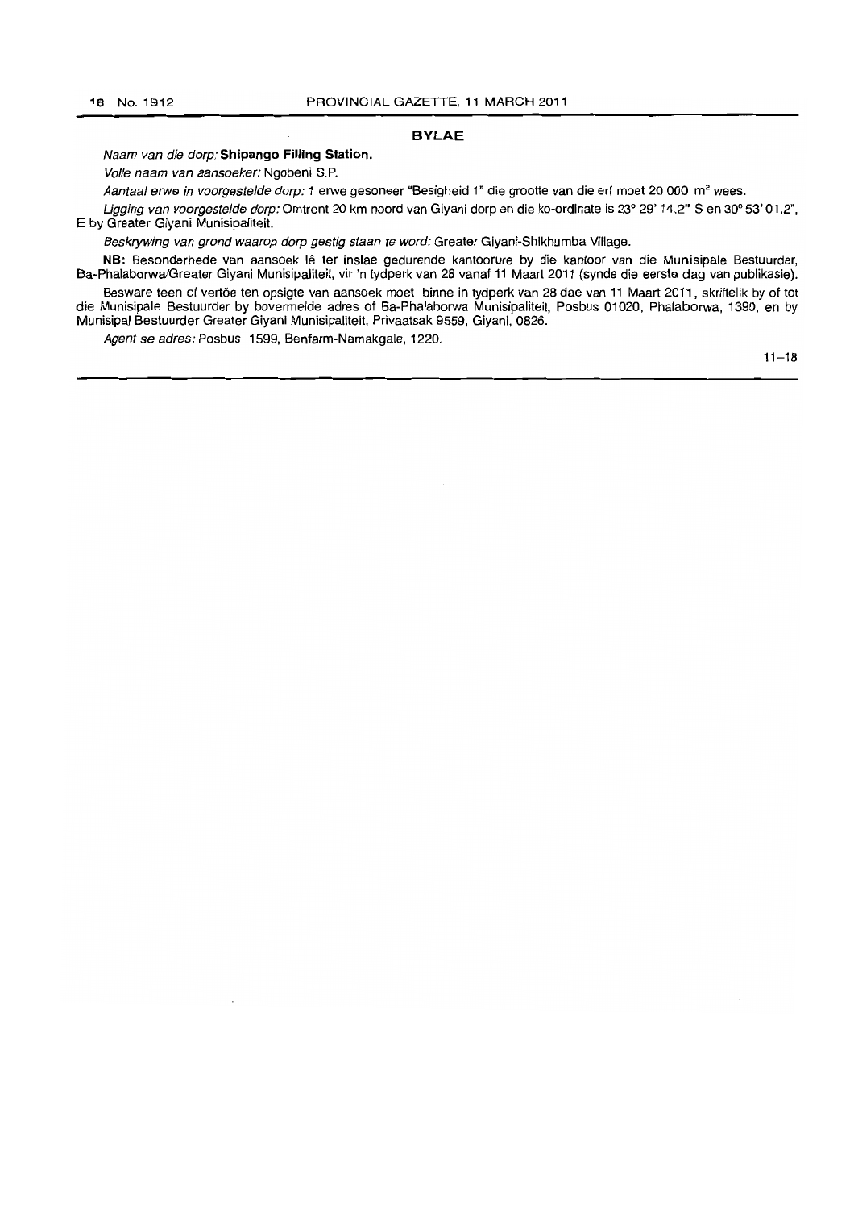## BYLAE

*Naam van die dorp:* **Shipango Filling Station.**

*Volle naam van aansoeker:* Ngobeni S.P.

*Aantaal erwe in voorgestelde dorp:* 1 erwe gesoneer "Besigheid 1" die grootte van die erf moet 20 000 m² wees.

*Ligging van voorgestelde dorp:* Omtrent 20 km noord van Giyani dorp en die ko-ordinate is 23° 29' 14,2" S en 30° 53' 01,2", E by Greater Giyani Munisipaliteit.

*Beskrywing van grond waarop dorp gestig staan te word:* Greater Giyani-Shikhumba Village.

**NB:** Besonderhede van aansoek lê ter insae gedurende kantoorure by die kantoor van die Munisipale Bestuurder, Ba-Phalaborwa/Greater Giyani Munisipaliteit, vir 'n tydperk van 28 vanaf 11 Maart 2011 (synde die eerste dag van publikasie).

Besware teen of vertöe ten opsigte van aansoek moet binne in tydperk van 28 dae van 11 Maart 2011, skriftelik by of tot die Munisipale Bestuurder by bovermelde adres of Ba-Phalaborwa Munisipaliteit, Posbus 01020, Phalaborwa, 1390, en by Munisipal Bestuurder Greater Giyani Munisipaliteit, Privaatsak 9559, Giyani, 0826.

*Agent se adres:* Posbus 1599, Benfarm-Namakgale, 1220.

11–18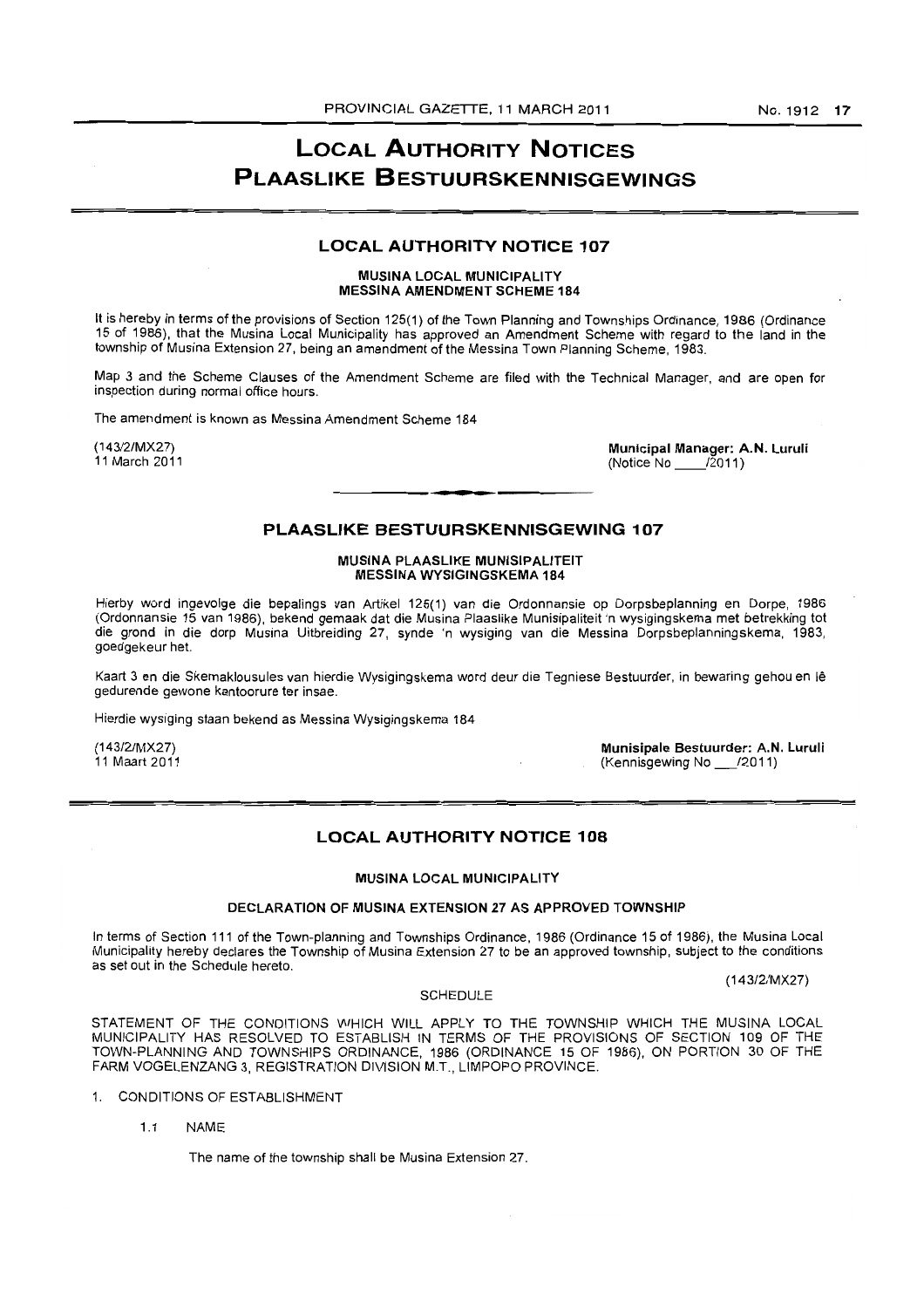# LOCAL AUTHORITY NOTICES
# PLAASLIKE BESTUURSKENNISGEWINGS

## LOCAL AUTHORITY NOTICE 107

**MUSINA LOCAL MUNICIPALITY**
**MESSINA AMENDMENT SCHEME 184**

It is hereby in terms of the provisions of Section 125(1) of the Town Planning and Townships Ordinance, 1986 (Ordinance 15 of 1986), that the Musina Local Municipality has approved an Amendment Scheme with regard to the land in the township of Musina Extension 27, being an amendment of the Messina Town Planning Scheme, 1983.

Map 3 and the Scheme Clauses of the Amendment Scheme are filed with the Technical Manager, and are open for inspection during normal office hours.

The amendment is known as Messina Amendment Scheme 184

(143/2/MX27)
11 March 2011

**Municipal Manager: A.N. Luruli**
(Notice No \_\_\_\_/2011)

## PLAASLIKE BESTUURSKENNISGEWING 107

**MUSINA PLAASLIKE MUNISIPALITEIT**
**MESSINA WYSIGINGSKEMA 184**

Hierby word ingevolge die bepalings van Artikel 125(1) van die Ordonnansie op Dorpsbeplanning en Dorpe, 1986 (Ordonnansie 15 van 1986), bekend gemaak dat die Musina Plaaslike Munisipaliteit 'n wysigingskema met betrekking tot die grond in die dorp Musina Uitbreiding 27, synde 'n wysiging van die Messina Dorpsbeplanningskema, 1983, goedgekeur het.

Kaart 3 en die Skemaklousules van hierdie Wysigingskema word deur die Tegniese Bestuurder, in bewaring gehou en lê gedurende gewone kantoorure ter insae.

Hierdie wysiging staan bekend as Messina Wysigingskema 184

(143/2/MX27)
11 Maart 2011

**Munisipale Bestuurder: A.N. Luruli**
(Kennisgewing No \_\_\_/2011)

## LOCAL AUTHORITY NOTICE 108

**MUSINA LOCAL MUNICIPALITY**

**DECLARATION OF MUSINA EXTENSION 27 AS APPROVED TOWNSHIP**

In terms of Section 111 of the Town-planning and Townships Ordinance, 1986 (Ordinance 15 of 1986), the Musina Local Municipality hereby declares the Township of Musina Extension 27 to be an approved township, subject to the conditions as set out in the Schedule hereto.

(143/2/MX27)

SCHEDULE

STATEMENT OF THE CONDITIONS WHICH WILL APPLY TO THE TOWNSHIP WHICH THE MUSINA LOCAL MUNICIPALITY HAS RESOLVED TO ESTABLISH IN TERMS OF THE PROVISIONS OF SECTION 109 OF THE TOWN-PLANNING AND TOWNSHIPS ORDINANCE, 1986 (ORDINANCE 15 OF 1986), ON PORTION 30 OF THE FARM VOGELENZANG 3, REGISTRATION DIVISION M.T., LIMPOPO PROVINCE.

1. CONDITIONS OF ESTABLISHMENT

   1.1 NAME

   The name of the township shall be Musina Extension 27.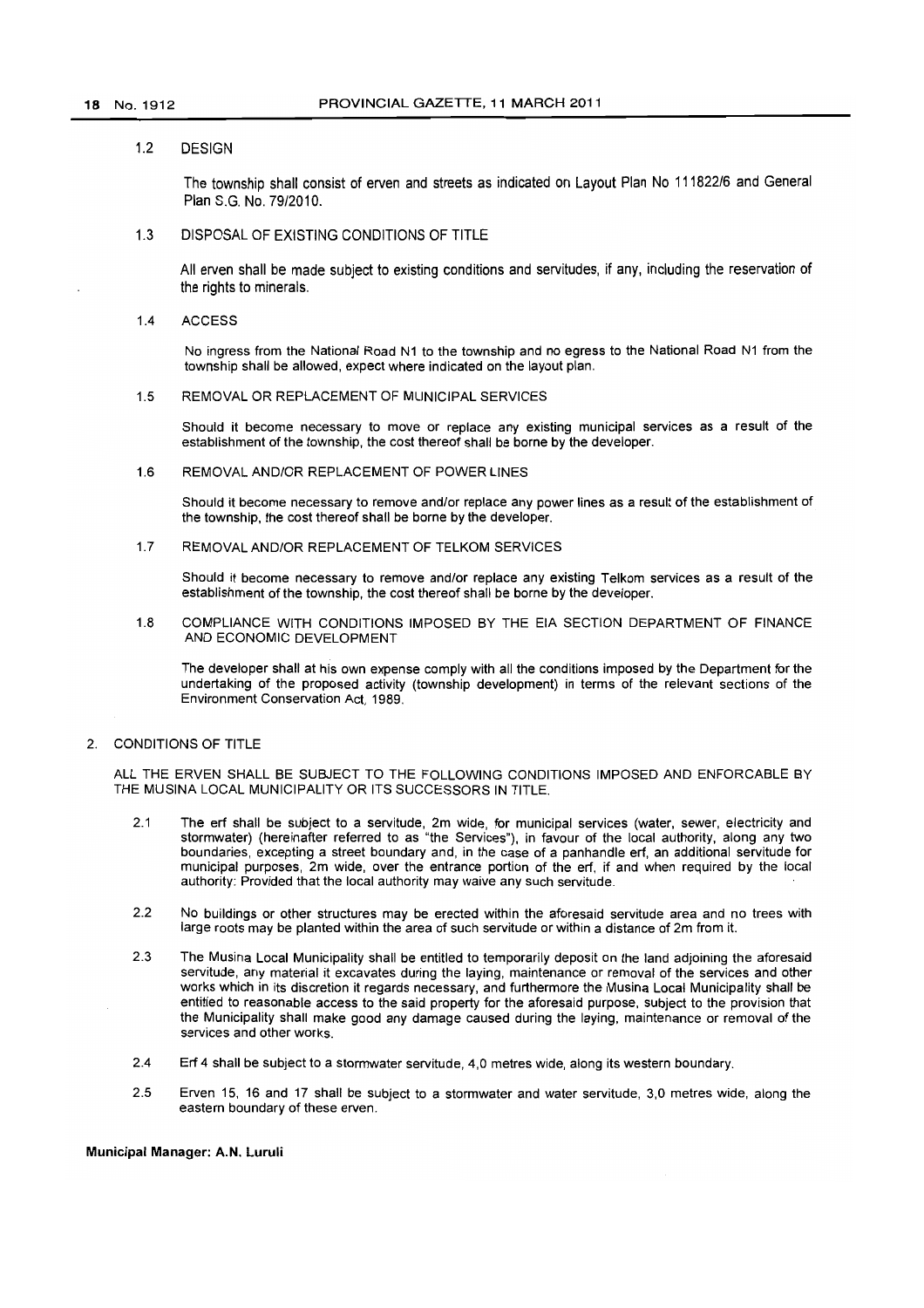### 1.2 DESIGN

The township shall consist of erven and streets as indicated on Layout Plan No 111822/6 and General Plan S.G. No. 79/2010.

### 1.3 DISPOSAL OF EXISTING CONDITIONS OF TITLE

All erven shall be made subject to existing conditions and servitudes, if any, including the reservation of the rights to minerals.

### 1.4 ACCESS

No ingress from the National Road N1 to the township and no egress to the National Road N1 from the township shall be allowed, expect where indicated on the layout plan.

### 1.5 REMOVAL OR REPLACEMENT OF MUNICIPAL SERVICES

Should it become necessary to move or replace any existing municipal services as a result of the establishment of the township, the cost thereof shall be borne by the developer.

### 1.6 REMOVAL AND/OR REPLACEMENT OF POWER LINES

Should it become necessary to remove and/or replace any power lines as a result of the establishment of the township, the cost thereof shall be borne by the developer.

### 1.7 REMOVAL AND/OR REPLACEMENT OF TELKOM SERVICES

Should it become necessary to remove and/or replace any existing Telkom services as a result of the establishment of the township, the cost thereof shall be borne by the developer.

### 1.8 COMPLIANCE WITH CONDITIONS IMPOSED BY THE EIA SECTION DEPARTMENT OF FINANCE AND ECONOMIC DEVELOPMENT

The developer shall at his own expense comply with all the conditions imposed by the Department for the undertaking of the proposed activity (township development) in terms of the relevant sections of the Environment Conservation Act, 1989.

## 2. CONDITIONS OF TITLE

ALL THE ERVEN SHALL BE SUBJECT TO THE FOLLOWING CONDITIONS IMPOSED AND ENFORCABLE BY THE MUSINA LOCAL MUNICIPALITY OR ITS SUCCESSORS IN TITLE.

2.1 The erf shall be subject to a servitude, 2m wide, for municipal services (water, sewer, electricity and stormwater) (hereinafter referred to as "the Services"), in favour of the local authority, along any two boundaries, excepting a street boundary and, in the case of a panhandle erf, an additional servitude for municipal purposes, 2m wide, over the entrance portion of the erf, if and when required by the local authority: Provided that the local authority may waive any such servitude.

2.2 No buildings or other structures may be erected within the aforesaid servitude area and no trees with large roots may be planted within the area of such servitude or within a distance of 2m from it.

2.3 The Musina Local Municipality shall be entitled to temporarily deposit on the land adjoining the aforesaid servitude, any material it excavates during the laying, maintenance or removal of the services and other works which in its discretion it regards necessary, and furthermore the Musina Local Municipality shall be entitled to reasonable access to the said property for the aforesaid purpose, subject to the provision that the Municipality shall make good any damage caused during the laying, maintenance or removal of the services and other works.

2.4 Erf 4 shall be subject to a stormwater servitude, 4,0 metres wide, along its western boundary.

2.5 Erven 15, 16 and 17 shall be subject to a stormwater and water servitude, 3,0 metres wide, along the eastern boundary of these erven.

**Municipal Manager: A.N. Luruli**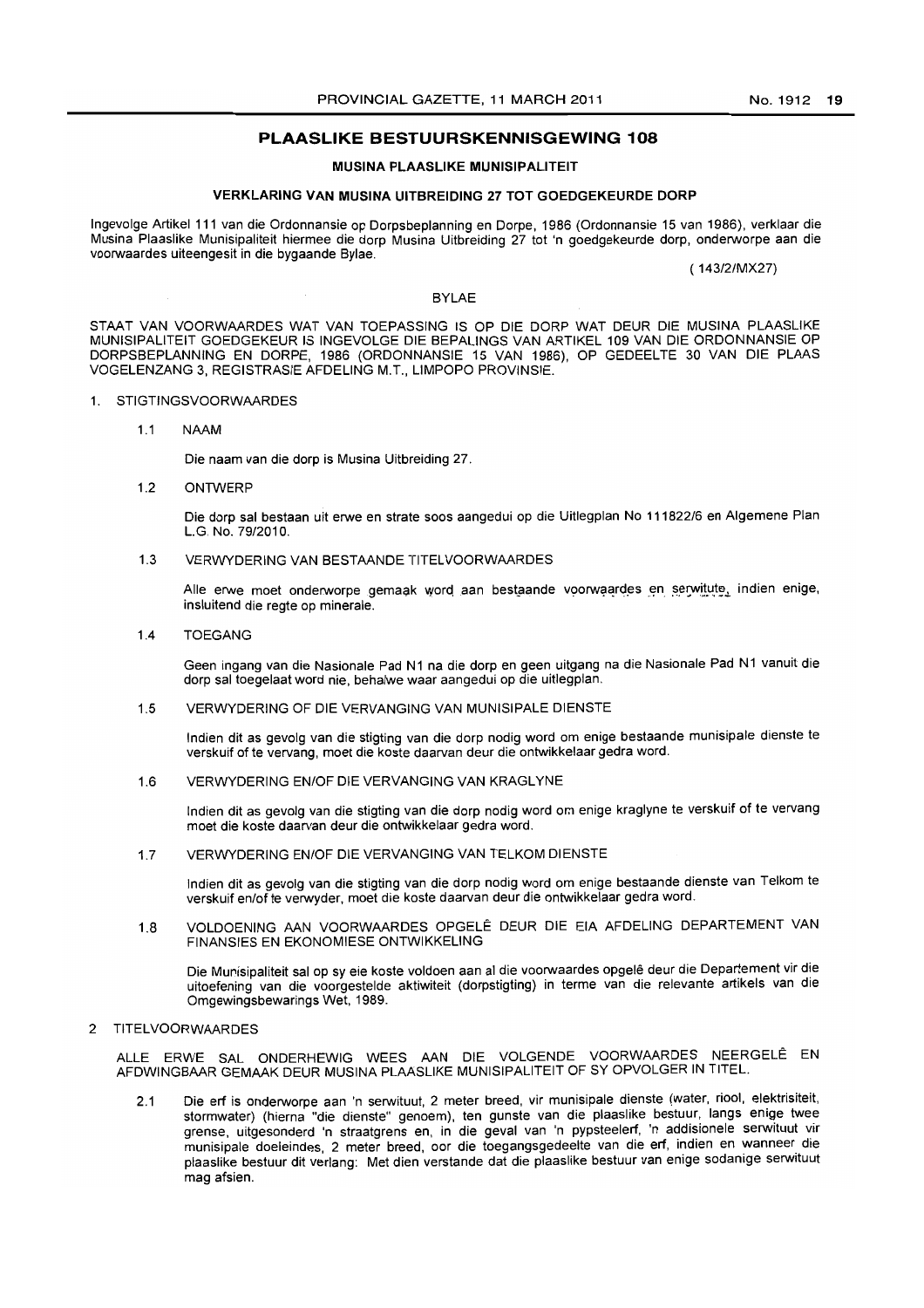## PLAASLIKE BESTUURSKENNISGEWING 108

### MUSINA PLAASLIKE MUNISIPALITEIT

### VERKLARING VAN MUSINA UITBREIDING 27 TOT GOEDGEKEURDE DORP

Ingevolge Artikel 111 van die Ordonnansie op Dorpsbeplanning en Dorpe, 1986 (Ordonnansie 15 van 1986), verklaar die Musina Plaaslike Munisipaliteit hiermee die dorp Musina Uitbreiding 27 tot 'n goedgekeurde dorp, onderworpe aan die voorwaardes uiteengesit in die bygaande Bylae.

(143/2/MX27)

BYLAE

STAAT VAN VOORWAARDES WAT VAN TOEPASSING IS OP DIE DORP WAT DEUR DIE MUSINA PLAASLIKE MUNISIPALITEIT GOEDGEKEUR IS INGEVOLGE DIE BEPALINGS VAN ARTIKEL 109 VAN DIE ORDONNANSIE OP DORPSBEPLANNING EN DORPE, 1986 (ORDONNANSIE 15 VAN 1986), OP GEDEELTE 30 VAN DIE PLAAS VOGELENZANG 3, REGISTRASIE AFDELING M.T., LIMPOPO PROVINSIE.

1. STIGTINGSVOORWAARDES

   1.1 NAAM

   Die naam van die dorp is Musina Uitbreiding 27.

   1.2 ONTWERP

   Die dorp sal bestaan uit erwe en strate soos aangedui op die Uitlegplan No 111822/6 en Algemene Plan L.G. No. 79/2010.

   1.3 VERWYDERING VAN BESTAANDE TITELVOORWAARDES

   Alle erwe moet onderworpe gemaak word aan bestaande voorwaardes en serwitute, indien enige, insluitend die regte op minerale.

   1.4 TOEGANG

   Geen ingang van die Nasionale Pad N1 na die dorp en geen uitgang na die Nasionale Pad N1 vanuit die dorp sal toegelaat word nie, behalwe waar aangedui op die uitlegplan.

   1.5 VERWYDERING OF DIE VERVANGING VAN MUNISIPALE DIENSTE

   Indien dit as gevolg van die stigting van die dorp nodig word om enige bestaande munisipale dienste te verskuif of te vervang, moet die koste daarvan deur die ontwikkelaar gedra word.

   1.6 VERWYDERING EN/OF DIE VERVANGING VAN KRAGLYNE

   Indien dit as gevolg van die stigting van die dorp nodig word om enige kraglyne te verskuif of te vervang moet die koste daarvan deur die ontwikkelaar gedra word.

   1.7 VERWYDERING EN/OF DIE VERVANGING VAN TELKOM DIENSTE

   Indien dit as gevolg van die stigting van die dorp nodig word om enige bestaande dienste van Telkom te verskuif en/of te verwyder, moet die koste daarvan deur die ontwikkelaar gedra word.

   1.8 VOLDOENING AAN VOORWAARDES OPGELÊ DEUR DIE EIA AFDELING DEPARTEMENT VAN FINANSIES EN EKONOMIESE ONTWIKKELING

   Die Munisipaliteit sal op sy eie koste voldoen aan al die voorwaardes opgelê deur die Departement vir die uitoefening van die voorgestelde aktiwiteit (dorpstigting) in terme van die relevante artikels van die Omgewingsbewarings Wet, 1989.

2 TITELVOORWAARDES

ALLE ERWE SAL ONDERHEWIG WEES AAN DIE VOLGENDE VOORWAARDES NEERGELÊ EN AFDWINGBAAR GEMAAK DEUR MUSINA PLAASLIKE MUNISIPALITEIT OF SY OPVOLGER IN TITEL.

   2.1 Die erf is onderworpe aan 'n serwituut, 2 meter breed, vir munisipale dienste (water, riool, elektrisiteit, stormwater) (hierna "die dienste" genoem), ten gunste van die plaaslike bestuur, langs enige twee grense, uitgesonderd 'n straatgrens en, in die geval van 'n pypsteelerf, 'n addisionele serwituut vir munisipale doeleindes, 2 meter breed, oor die toegangsgedeelte van die erf, indien en wanneer die plaaslike bestuur dit verlang: Met dien verstande dat die plaaslike bestuur van enige sodanige serwituut mag afsien.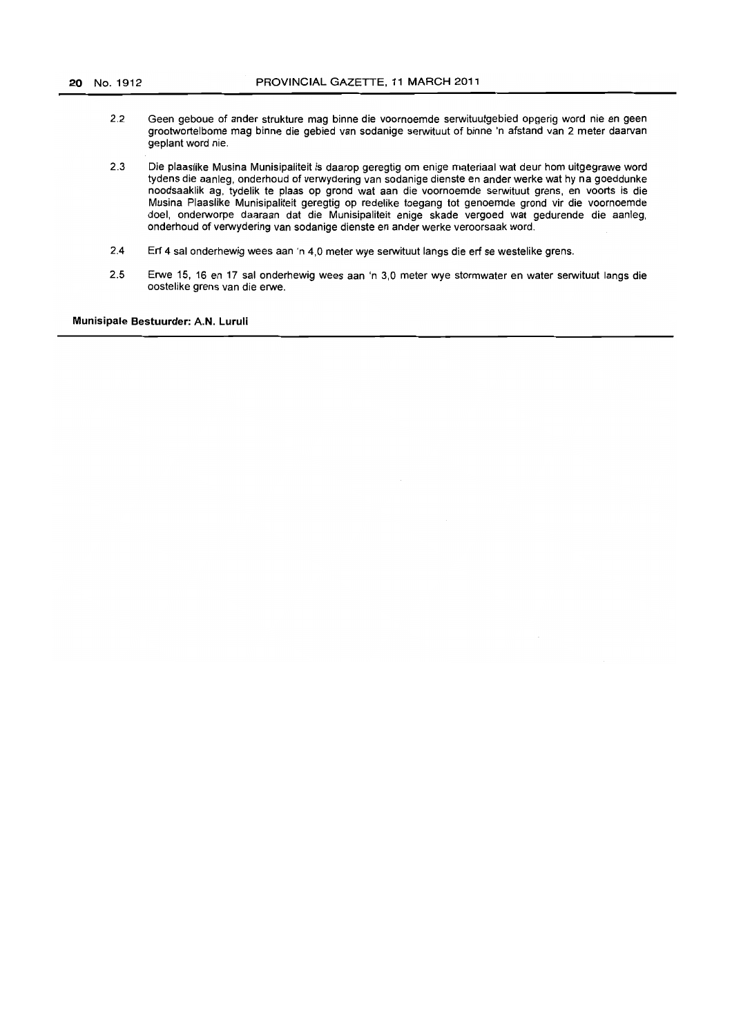2.2 Geen geboue of ander strukture mag binne die voornoemde serwituutgebied opgerig word nie en geen grootwortelbome mag binne die gebied van sodanige serwituut of binne 'n afstand van 2 meter daarvan geplant word nie.

2.3 Die plaaslike Musina Munisipaliteit is daarop geregtig om enige materiaal wat deur hom uitgegrawe word tydens die aanleg, onderhoud of verwydering van sodanige dienste en ander werke wat hy na goeddunke noodsaaklik ag, tydelik te plaas op grond wat aan die voornoemde serwituut grens, en voorts is die Musina Plaaslike Munisipaliteit geregtig op redelike toegang tot genoemde grond vir die voornoemde doel, onderworpe daaraan dat die Munisipaliteit enige skade vergoed wat gedurende die aanleg, onderhoud of verwydering van sodanige dienste en ander werke veroorsaak word.

2.4 Erf 4 sal onderhewig wees aan 'n 4,0 meter wye serwituut langs die erf se westelike grens.

2.5 Erwe 15, 16 en 17 sal onderhewig wees aan 'n 3,0 meter wye stormwater en water serwituut langs die oostelike grens van die erwe.

**Munisipale Bestuurder: A.N. Luruli**